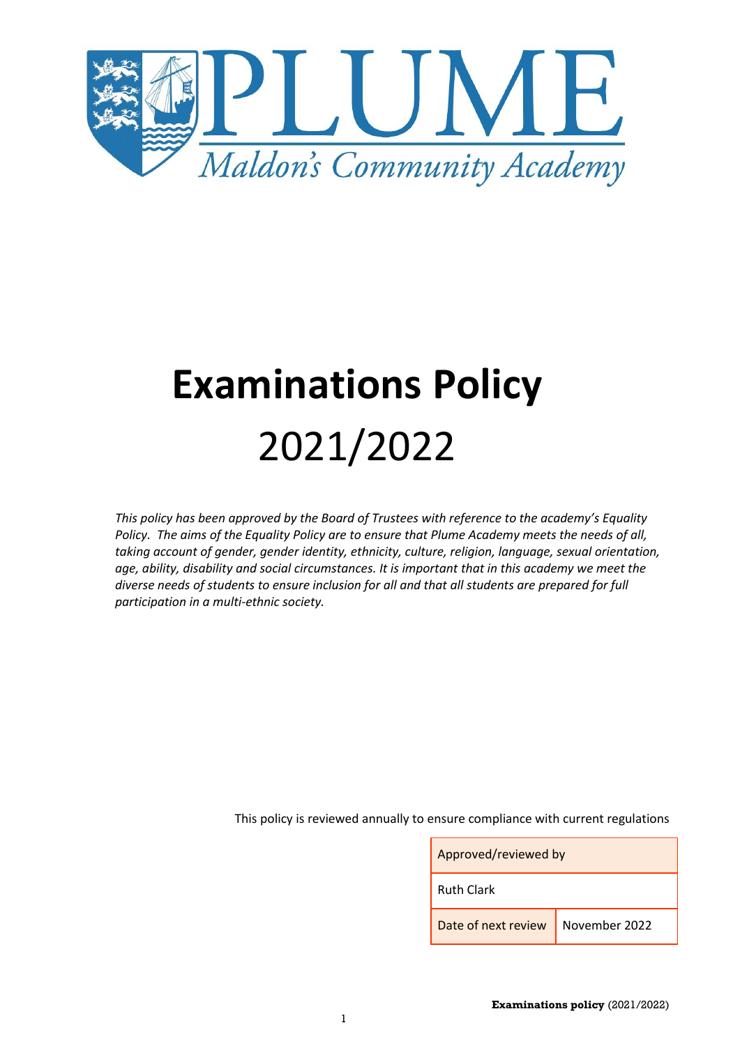# PLUME

*Maldon's Community Academy*

# **Examinations Policy**

# 2021/2022

*This policy has been approved by the Board of Trustees with reference to the academy's Equality Policy. The aims of the Equality Policy are to ensure that Plume Academy meets the needs of all, taking account of gender, gender identity, ethnicity, culture, religion, language, sexual orientation, age, ability, disability and social circumstances. It is important that in this academy we meet the diverse needs of students to ensure inclusion for all and that all students are prepared for full participation in a multi-ethnic society.*

This policy is reviewed annually to ensure compliance with current regulations

| Approved/reviewed by | |
|---|---|
| Ruth Clark | |
| Date of next review | November 2022 |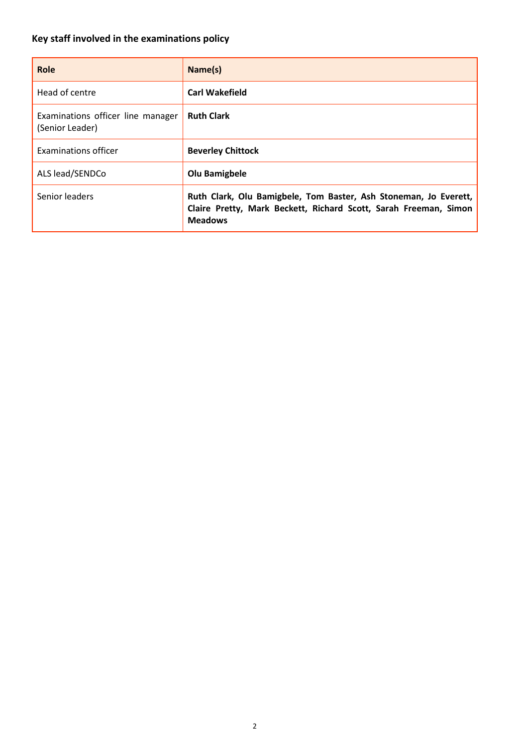## Key staff involved in the examinations policy

| Role | Name(s) |
| --- | --- |
| Head of centre | **Carl Wakefield** |
| Examinations officer line manager (Senior Leader) | **Ruth Clark** |
| Examinations officer | **Beverley Chittock** |
| ALS lead/SENDCo | **Olu Bamigbele** |
| Senior leaders | **Ruth Clark, Olu Bamigbele, Tom Baster, Ash Stoneman, Jo Everett, Claire Pretty, Mark Beckett, Richard Scott, Sarah Freeman, Simon Meadows** |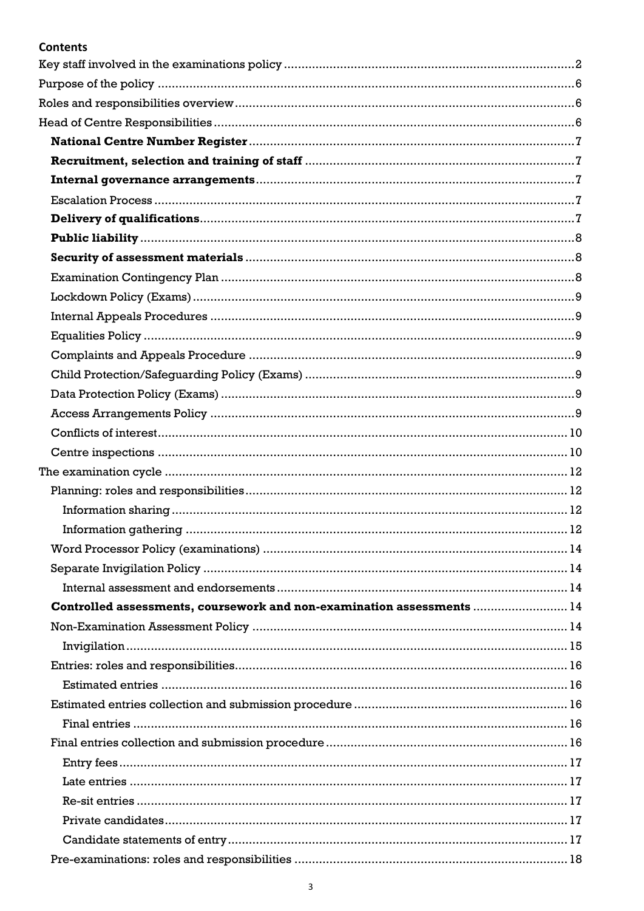**Contents**

Key staff involved in the examinations policy .......... 2
Purpose of the policy .......... 6
Roles and responsibilities overview .......... 6
Head of Centre Responsibilities .......... 6
- **National Centre Number Register** .......... 7
- **Recruitment, selection and training of staff** .......... 7
- **Internal governance arrangements** .......... 7
- Escalation Process .......... 7
- **Delivery of qualifications** .......... 7
- **Public liability** .......... 8
- **Security of assessment materials** .......... 8
- Examination Contingency Plan .......... 8
- Lockdown Policy (Exams) .......... 9
- Internal Appeals Procedures .......... 9
- Equalities Policy .......... 9
- Complaints and Appeals Procedure .......... 9
- Child Protection/Safeguarding Policy (Exams) .......... 9
- Data Protection Policy (Exams) .......... 9
- Access Arrangements Policy .......... 9
- Conflicts of interest .......... 10
- Centre inspections .......... 10

The examination cycle .......... 12
- Planning: roles and responsibilities .......... 12
  - Information sharing .......... 12
  - Information gathering .......... 12
- Word Processor Policy (examinations) .......... 14
- Separate Invigilation Policy .......... 14
  - Internal assessment and endorsements .......... 14
- **Controlled assessments, coursework and non-examination assessments** .......... 14
- Non-Examination Assessment Policy .......... 14
  - Invigilation .......... 15
- Entries: roles and responsibilities .......... 16
  - Estimated entries .......... 16
- Estimated entries collection and submission procedure .......... 16
  - Final entries .......... 16
- Final entries collection and submission procedure .......... 16
  - Entry fees .......... 17
  - Late entries .......... 17
  - Re-sit entries .......... 17
  - Private candidates .......... 17
  - Candidate statements of entry .......... 17
- Pre-examinations: roles and responsibilities .......... 18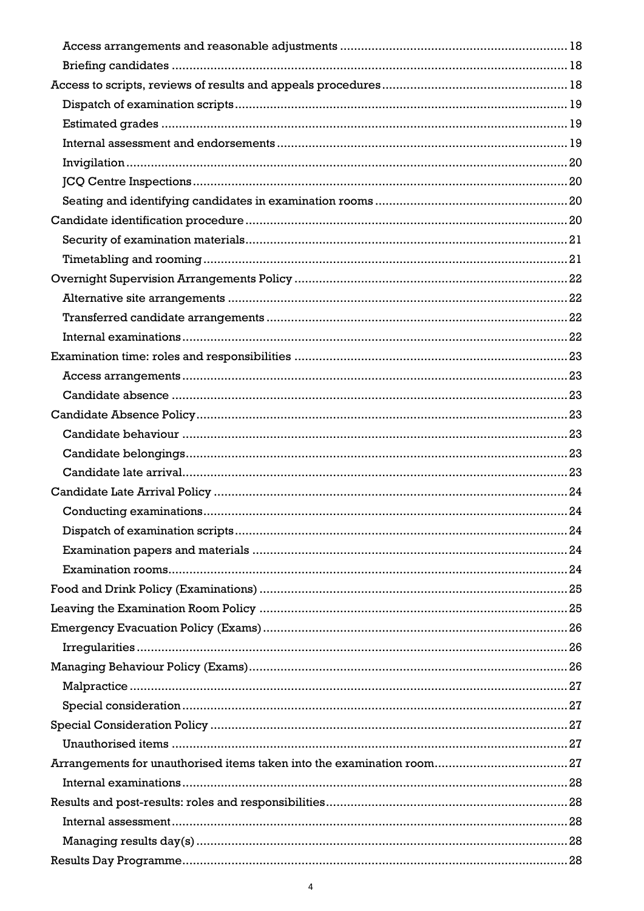- Access arrangements and reasonable adjustments ........ 18
- Briefing candidates ........ 18

Access to scripts, reviews of results and appeals procedures ........ 18

- Dispatch of examination scripts ........ 19
- Estimated grades ........ 19
- Internal assessment and endorsements ........ 19
- Invigilation ........ 20
- JCQ Centre Inspections ........ 20
- Seating and identifying candidates in examination rooms ........ 20

Candidate identification procedure ........ 20

- Security of examination materials ........ 21
- Timetabling and rooming ........ 21

Overnight Supervision Arrangements Policy ........ 22

- Alternative site arrangements ........ 22
- Transferred candidate arrangements ........ 22
- Internal examinations ........ 22

Examination time: roles and responsibilities ........ 23

- Access arrangements ........ 23
- Candidate absence ........ 23

Candidate Absence Policy ........ 23

- Candidate behaviour ........ 23
- Candidate belongings ........ 23
- Candidate late arrival ........ 23

Candidate Late Arrival Policy ........ 24

- Conducting examinations ........ 24
- Dispatch of examination scripts ........ 24
- Examination papers and materials ........ 24
- Examination rooms ........ 24

Food and Drink Policy (Examinations) ........ 25

Leaving the Examination Room Policy ........ 25

Emergency Evacuation Policy (Exams) ........ 26

- Irregularities ........ 26

Managing Behaviour Policy (Exams) ........ 26

- Malpractice ........ 27
- Special consideration ........ 27

Special Consideration Policy ........ 27

- Unauthorised items ........ 27

Arrangements for unauthorised items taken into the examination room ........ 27

- Internal examinations ........ 28

Results and post-results: roles and responsibilities ........ 28

- Internal assessment ........ 28
- Managing results day(s) ........ 28

Results Day Programme ........ 28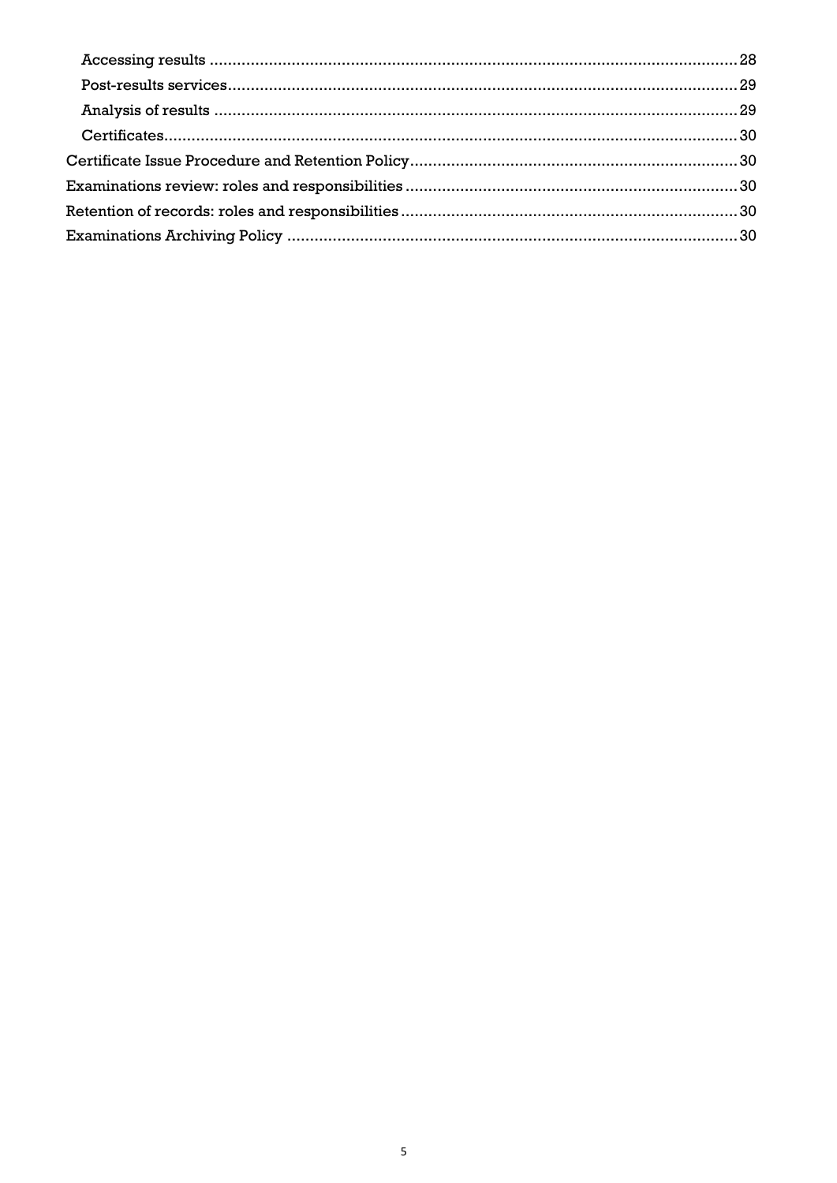Accessing results ............................................................................................................. 28
Post-results services......................................................................................................... 29
Analysis of results ............................................................................................................ 29
Certificates....................................................................................................................... 30

Certificate Issue Procedure and Retention Policy ................................................................ 30

Examinations review: roles and responsibilities ................................................................... 30

Retention of records: roles and responsibilities .................................................................... 30

Examinations Archiving Policy ............................................................................................. 30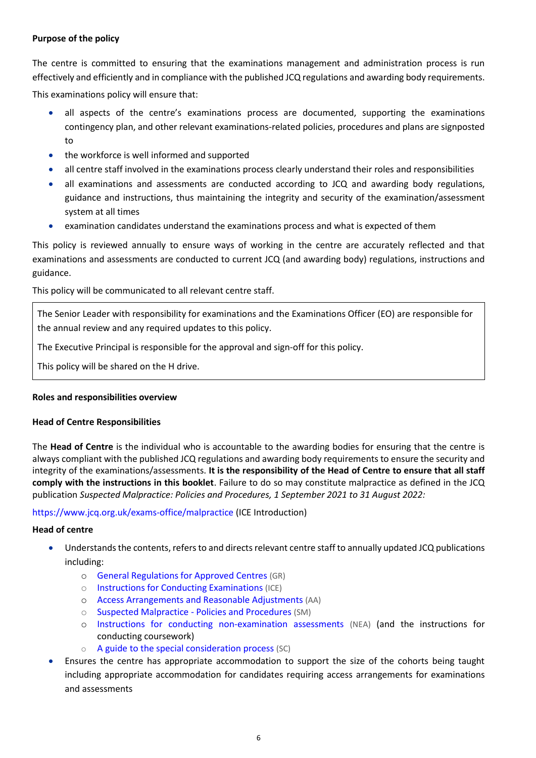**Purpose of the policy**

The centre is committed to ensuring that the examinations management and administration process is run effectively and efficiently and in compliance with the published JCQ regulations and awarding body requirements.

This examinations policy will ensure that:

- all aspects of the centre's examinations process are documented, supporting the examinations contingency plan, and other relevant examinations-related policies, procedures and plans are signposted to
- the workforce is well informed and supported
- all centre staff involved in the examinations process clearly understand their roles and responsibilities
- all examinations and assessments are conducted according to JCQ and awarding body regulations, guidance and instructions, thus maintaining the integrity and security of the examination/assessment system at all times
- examination candidates understand the examinations process and what is expected of them

This policy is reviewed annually to ensure ways of working in the centre are accurately reflected and that examinations and assessments are conducted to current JCQ (and awarding body) regulations, instructions and guidance.

This policy will be communicated to all relevant centre staff.

> The Senior Leader with responsibility for examinations and the Examinations Officer (EO) are responsible for the annual review and any required updates to this policy.
>
> The Executive Principal is responsible for the approval and sign-off for this policy.
>
> This policy will be shared on the H drive.

**Roles and responsibilities overview**

**Head of Centre Responsibilities**

The **Head of Centre** is the individual who is accountable to the awarding bodies for ensuring that the centre is always compliant with the published JCQ regulations and awarding body requirements to ensure the security and integrity of the examinations/assessments. **It is the responsibility of the Head of Centre to ensure that all staff comply with the instructions in this booklet**. Failure to do so may constitute malpractice as defined in the JCQ publication *Suspected Malpractice: Policies and Procedures, 1 September 2021 to 31 August 2022:*

https://www.jcq.org.uk/exams-office/malpractice (ICE Introduction)

**Head of centre**

- Understands the contents, refers to and directs relevant centre staff to annually updated JCQ publications including:
  - General Regulations for Approved Centres (GR)
  - Instructions for Conducting Examinations (ICE)
  - Access Arrangements and Reasonable Adjustments (AA)
  - Suspected Malpractice - Policies and Procedures (SM)
  - Instructions for conducting non-examination assessments (NEA) (and the instructions for conducting coursework)
  - A guide to the special consideration process (SC)
- Ensures the centre has appropriate accommodation to support the size of the cohorts being taught including appropriate accommodation for candidates requiring access arrangements for examinations and assessments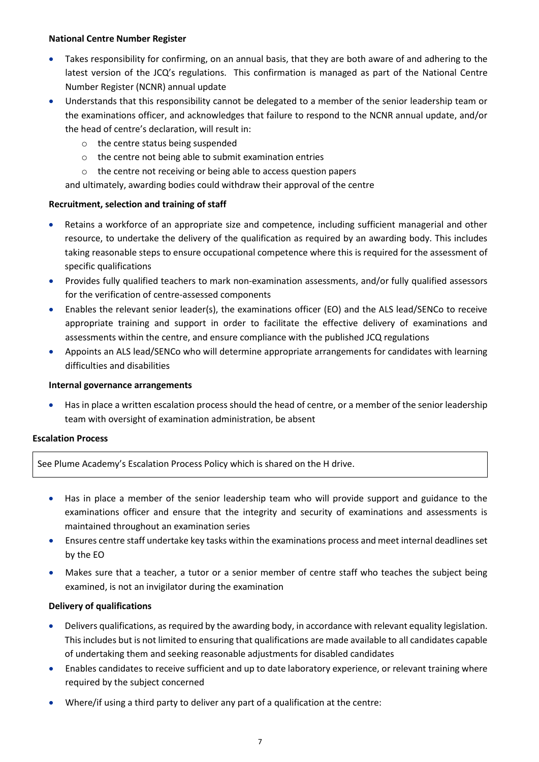**National Centre Number Register**

- Takes responsibility for confirming, on an annual basis, that they are both aware of and adhering to the latest version of the JCQ's regulations. This confirmation is managed as part of the National Centre Number Register (NCNR) annual update
- Understands that this responsibility cannot be delegated to a member of the senior leadership team or the examinations officer, and acknowledges that failure to respond to the NCNR annual update, and/or the head of centre's declaration, will result in:
  - the centre status being suspended
  - the centre not being able to submit examination entries
  - the centre not receiving or being able to access question papers

  and ultimately, awarding bodies could withdraw their approval of the centre

**Recruitment, selection and training of staff**

- Retains a workforce of an appropriate size and competence, including sufficient managerial and other resource, to undertake the delivery of the qualification as required by an awarding body. This includes taking reasonable steps to ensure occupational competence where this is required for the assessment of specific qualifications
- Provides fully qualified teachers to mark non-examination assessments, and/or fully qualified assessors for the verification of centre-assessed components
- Enables the relevant senior leader(s), the examinations officer (EO) and the ALS lead/SENCo to receive appropriate training and support in order to facilitate the effective delivery of examinations and assessments within the centre, and ensure compliance with the published JCQ regulations
- Appoints an ALS lead/SENCo who will determine appropriate arrangements for candidates with learning difficulties and disabilities

**Internal governance arrangements**

- Has in place a written escalation process should the head of centre, or a member of the senior leadership team with oversight of examination administration, be absent

**Escalation Process**

| See Plume Academy's Escalation Process Policy which is shared on the H drive. |
| --- |

- Has in place a member of the senior leadership team who will provide support and guidance to the examinations officer and ensure that the integrity and security of examinations and assessments is maintained throughout an examination series
- Ensures centre staff undertake key tasks within the examinations process and meet internal deadlines set by the EO
- Makes sure that a teacher, a tutor or a senior member of centre staff who teaches the subject being examined, is not an invigilator during the examination

**Delivery of qualifications**

- Delivers qualifications, as required by the awarding body, in accordance with relevant equality legislation. This includes but is not limited to ensuring that qualifications are made available to all candidates capable of undertaking them and seeking reasonable adjustments for disabled candidates
- Enables candidates to receive sufficient and up to date laboratory experience, or relevant training where required by the subject concerned
- Where/if using a third party to deliver any part of a qualification at the centre: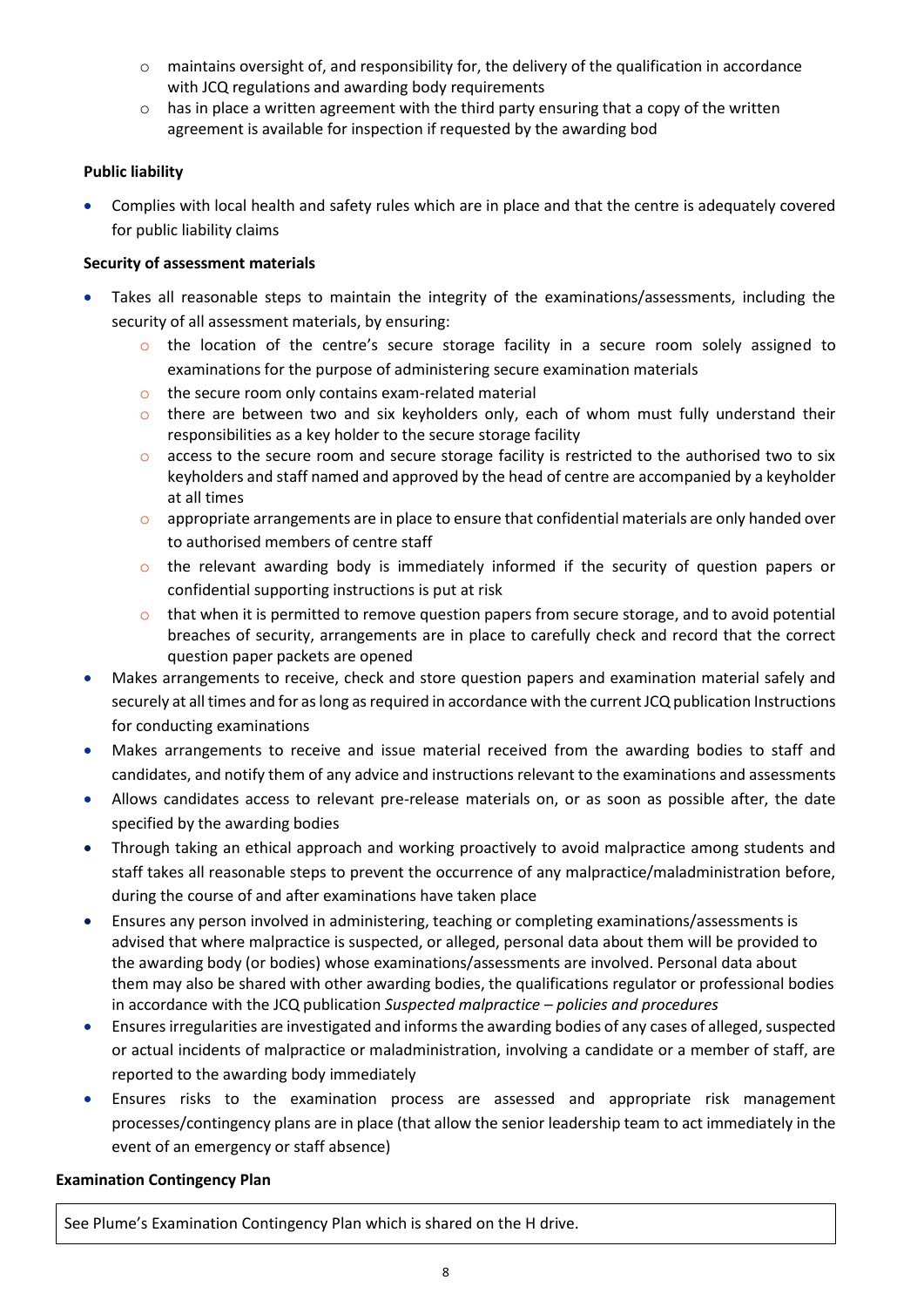- maintains oversight of, and responsibility for, the delivery of the qualification in accordance with JCQ regulations and awarding body requirements
  - has in place a written agreement with the third party ensuring that a copy of the written agreement is available for inspection if requested by the awarding bod

**Public liability**

- Complies with local health and safety rules which are in place and that the centre is adequately covered for public liability claims

**Security of assessment materials**

- Takes all reasonable steps to maintain the integrity of the examinations/assessments, including the security of all assessment materials, by ensuring:
  - the location of the centre's secure storage facility in a secure room solely assigned to examinations for the purpose of administering secure examination materials
  - the secure room only contains exam-related material
  - there are between two and six keyholders only, each of whom must fully understand their responsibilities as a key holder to the secure storage facility
  - access to the secure room and secure storage facility is restricted to the authorised two to six keyholders and staff named and approved by the head of centre are accompanied by a keyholder at all times
  - appropriate arrangements are in place to ensure that confidential materials are only handed over to authorised members of centre staff
  - the relevant awarding body is immediately informed if the security of question papers or confidential supporting instructions is put at risk
  - that when it is permitted to remove question papers from secure storage, and to avoid potential breaches of security, arrangements are in place to carefully check and record that the correct question paper packets are opened
- Makes arrangements to receive, check and store question papers and examination material safely and securely at all times and for as long as required in accordance with the current JCQ publication Instructions for conducting examinations
- Makes arrangements to receive and issue material received from the awarding bodies to staff and candidates, and notify them of any advice and instructions relevant to the examinations and assessments
- Allows candidates access to relevant pre-release materials on, or as soon as possible after, the date specified by the awarding bodies
- Through taking an ethical approach and working proactively to avoid malpractice among students and staff takes all reasonable steps to prevent the occurrence of any malpractice/maladministration before, during the course of and after examinations have taken place
- Ensures any person involved in administering, teaching or completing examinations/assessments is advised that where malpractice is suspected, or alleged, personal data about them will be provided to the awarding body (or bodies) whose examinations/assessments are involved. Personal data about them may also be shared with other awarding bodies, the qualifications regulator or professional bodies in accordance with the JCQ publication *Suspected malpractice – policies and procedures*
- Ensures irregularities are investigated and informs the awarding bodies of any cases of alleged, suspected or actual incidents of malpractice or maladministration, involving a candidate or a member of staff, are reported to the awarding body immediately
- Ensures risks to the examination process are assessed and appropriate risk management processes/contingency plans are in place (that allow the senior leadership team to act immediately in the event of an emergency or staff absence)

**Examination Contingency Plan**

| See Plume's Examination Contingency Plan which is shared on the H drive. |
|---|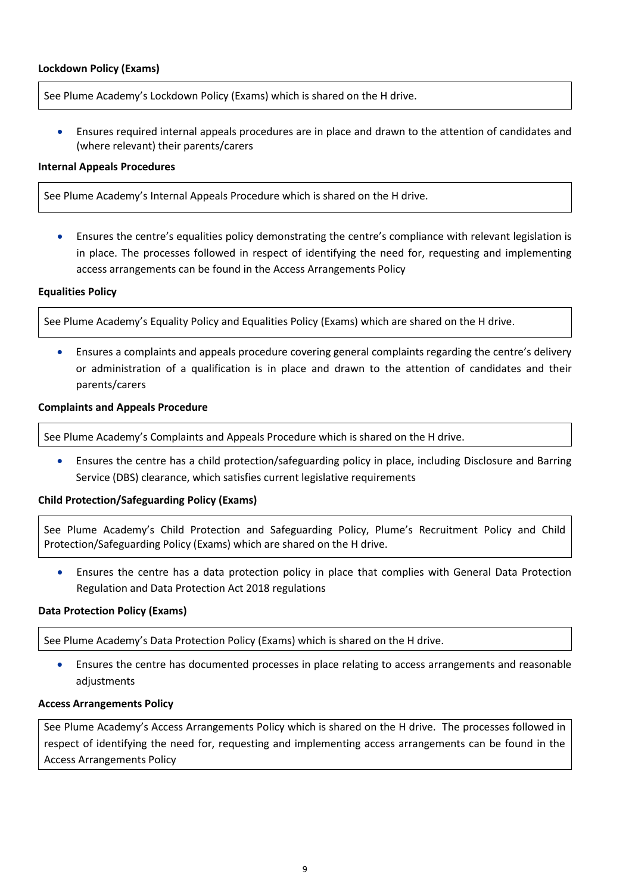**Lockdown Policy (Exams)**

See Plume Academy's Lockdown Policy (Exams) which is shared on the H drive.

- Ensures required internal appeals procedures are in place and drawn to the attention of candidates and (where relevant) their parents/carers

**Internal Appeals Procedures**

See Plume Academy's Internal Appeals Procedure which is shared on the H drive.

- Ensures the centre's equalities policy demonstrating the centre's compliance with relevant legislation is in place. The processes followed in respect of identifying the need for, requesting and implementing access arrangements can be found in the Access Arrangements Policy

**Equalities Policy**

See Plume Academy's Equality Policy and Equalities Policy (Exams) which are shared on the H drive.

- Ensures a complaints and appeals procedure covering general complaints regarding the centre's delivery or administration of a qualification is in place and drawn to the attention of candidates and their parents/carers

**Complaints and Appeals Procedure**

See Plume Academy's Complaints and Appeals Procedure which is shared on the H drive.

- Ensures the centre has a child protection/safeguarding policy in place, including Disclosure and Barring Service (DBS) clearance, which satisfies current legislative requirements

**Child Protection/Safeguarding Policy (Exams)**

See Plume Academy's Child Protection and Safeguarding Policy, Plume's Recruitment Policy and Child Protection/Safeguarding Policy (Exams) which are shared on the H drive.

- Ensures the centre has a data protection policy in place that complies with General Data Protection Regulation and Data Protection Act 2018 regulations

**Data Protection Policy (Exams)**

See Plume Academy's Data Protection Policy (Exams) which is shared on the H drive.

- Ensures the centre has documented processes in place relating to access arrangements and reasonable adjustments

**Access Arrangements Policy**

See Plume Academy's Access Arrangements Policy which is shared on the H drive. The processes followed in respect of identifying the need for, requesting and implementing access arrangements can be found in the Access Arrangements Policy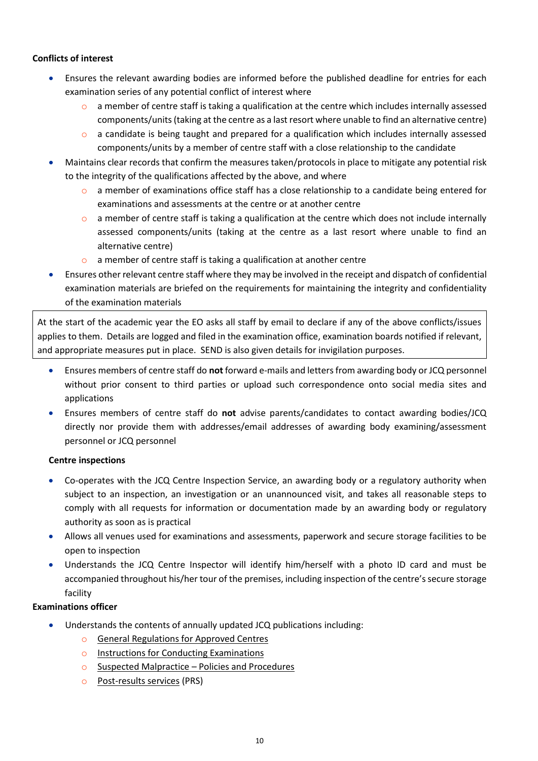**Conflicts of interest**

- Ensures the relevant awarding bodies are informed before the published deadline for entries for each examination series of any potential conflict of interest where
    - a member of centre staff is taking a qualification at the centre which includes internally assessed components/units (taking at the centre as a last resort where unable to find an alternative centre)
    - a candidate is being taught and prepared for a qualification which includes internally assessed components/units by a member of centre staff with a close relationship to the candidate
- Maintains clear records that confirm the measures taken/protocols in place to mitigate any potential risk to the integrity of the qualifications affected by the above, and where
    - a member of examinations office staff has a close relationship to a candidate being entered for examinations and assessments at the centre or at another centre
    - a member of centre staff is taking a qualification at the centre which does not include internally assessed components/units (taking at the centre as a last resort where unable to find an alternative centre)
    - a member of centre staff is taking a qualification at another centre
- Ensures other relevant centre staff where they may be involved in the receipt and dispatch of confidential examination materials are briefed on the requirements for maintaining the integrity and confidentiality of the examination materials

| At the start of the academic year the EO asks all staff by email to declare if any of the above conflicts/issues applies to them. Details are logged and filed in the examination office, examination boards notified if relevant, and appropriate measures put in place. SEND is also given details for invigilation purposes. |
|---|

- Ensures members of centre staff do **not** forward e-mails and letters from awarding body or JCQ personnel without prior consent to third parties or upload such correspondence onto social media sites and applications
- Ensures members of centre staff do **not** advise parents/candidates to contact awarding bodies/JCQ directly nor provide them with addresses/email addresses of awarding body examining/assessment personnel or JCQ personnel

**Centre inspections**

- Co-operates with the JCQ Centre Inspection Service, an awarding body or a regulatory authority when subject to an inspection, an investigation or an unannounced visit, and takes all reasonable steps to comply with all requests for information or documentation made by an awarding body or regulatory authority as soon as is practical
- Allows all venues used for examinations and assessments, paperwork and secure storage facilities to be open to inspection
- Understands the JCQ Centre Inspector will identify him/herself with a photo ID card and must be accompanied throughout his/her tour of the premises, including inspection of the centre's secure storage facility

**Examinations officer**

- Understands the contents of annually updated JCQ publications including:
    - General Regulations for Approved Centres
    - Instructions for Conducting Examinations
    - Suspected Malpractice – Policies and Procedures
    - Post-results services (PRS)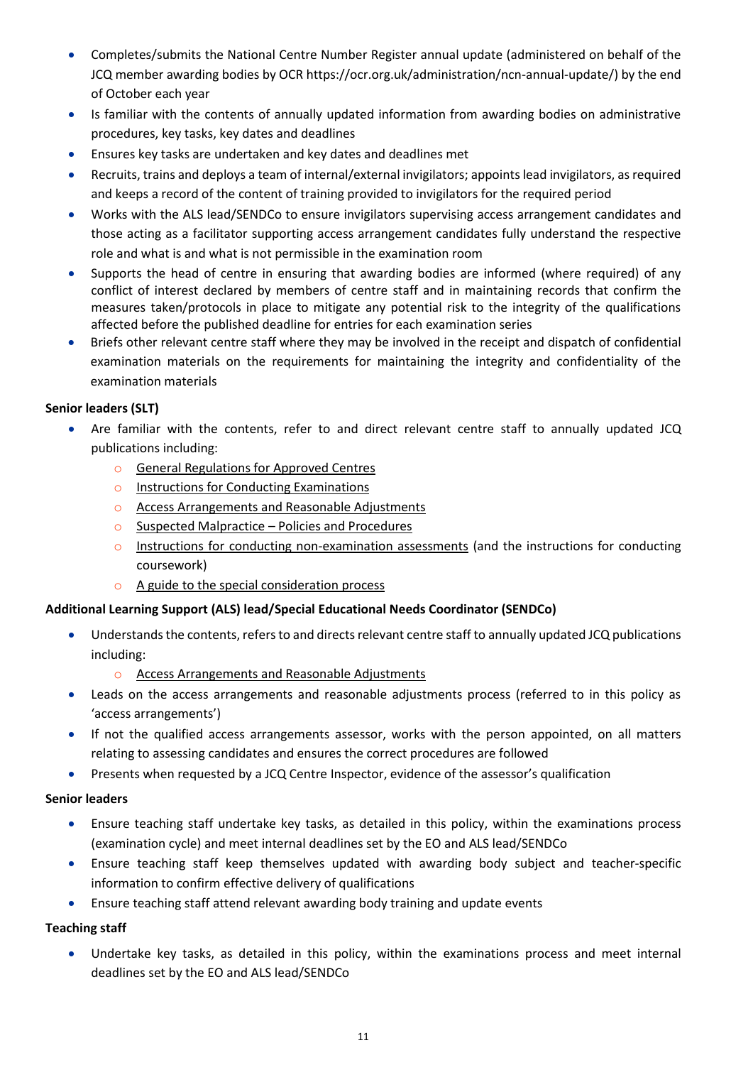- Completes/submits the National Centre Number Register annual update (administered on behalf of the JCQ member awarding bodies by OCR https://ocr.org.uk/administration/ncn-annual-update/) by the end of October each year
- Is familiar with the contents of annually updated information from awarding bodies on administrative procedures, key tasks, key dates and deadlines
- Ensures key tasks are undertaken and key dates and deadlines met
- Recruits, trains and deploys a team of internal/external invigilators; appoints lead invigilators, as required and keeps a record of the content of training provided to invigilators for the required period
- Works with the ALS lead/SENDCo to ensure invigilators supervising access arrangement candidates and those acting as a facilitator supporting access arrangement candidates fully understand the respective role and what is and what is not permissible in the examination room
- Supports the head of centre in ensuring that awarding bodies are informed (where required) of any conflict of interest declared by members of centre staff and in maintaining records that confirm the measures taken/protocols in place to mitigate any potential risk to the integrity of the qualifications affected before the published deadline for entries for each examination series
- Briefs other relevant centre staff where they may be involved in the receipt and dispatch of confidential examination materials on the requirements for maintaining the integrity and confidentiality of the examination materials

**Senior leaders (SLT)**

- Are familiar with the contents, refer to and direct relevant centre staff to annually updated JCQ publications including:
  - General Regulations for Approved Centres
  - Instructions for Conducting Examinations
  - Access Arrangements and Reasonable Adjustments
  - Suspected Malpractice – Policies and Procedures
  - Instructions for conducting non-examination assessments (and the instructions for conducting coursework)
  - A guide to the special consideration process

**Additional Learning Support (ALS) lead/Special Educational Needs Coordinator (SENDCo)**

- Understands the contents, refers to and directs relevant centre staff to annually updated JCQ publications including:
  - Access Arrangements and Reasonable Adjustments
- Leads on the access arrangements and reasonable adjustments process (referred to in this policy as 'access arrangements')
- If not the qualified access arrangements assessor, works with the person appointed, on all matters relating to assessing candidates and ensures the correct procedures are followed
- Presents when requested by a JCQ Centre Inspector, evidence of the assessor's qualification

**Senior leaders**

- Ensure teaching staff undertake key tasks, as detailed in this policy, within the examinations process (examination cycle) and meet internal deadlines set by the EO and ALS lead/SENDCo
- Ensure teaching staff keep themselves updated with awarding body subject and teacher-specific information to confirm effective delivery of qualifications
- Ensure teaching staff attend relevant awarding body training and update events

**Teaching staff**

- Undertake key tasks, as detailed in this policy, within the examinations process and meet internal deadlines set by the EO and ALS lead/SENDCo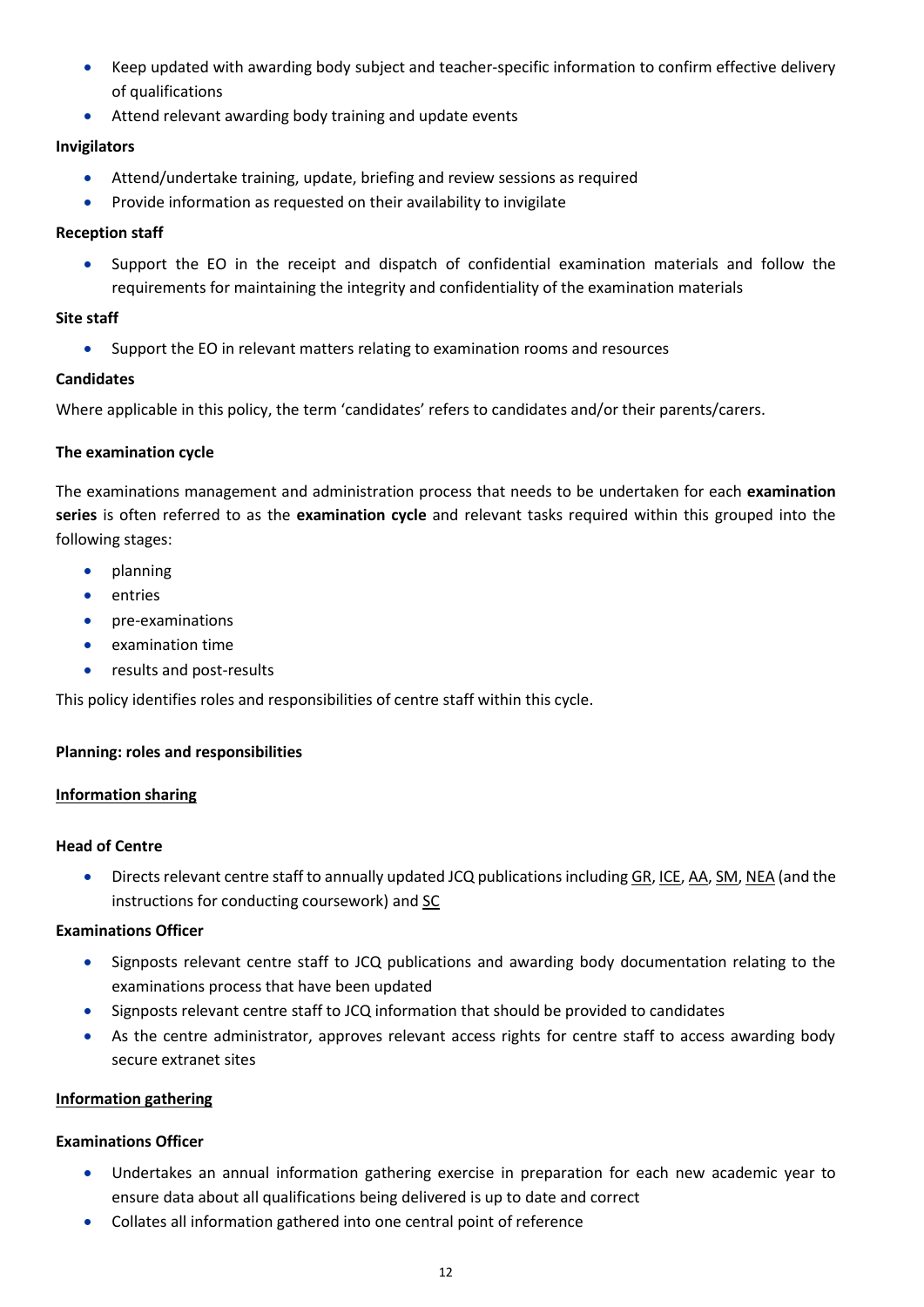- Keep updated with awarding body subject and teacher-specific information to confirm effective delivery of qualifications
- Attend relevant awarding body training and update events

**Invigilators**

- Attend/undertake training, update, briefing and review sessions as required
- Provide information as requested on their availability to invigilate

**Reception staff**

- Support the EO in the receipt and dispatch of confidential examination materials and follow the requirements for maintaining the integrity and confidentiality of the examination materials

**Site staff**

- Support the EO in relevant matters relating to examination rooms and resources

**Candidates**

Where applicable in this policy, the term 'candidates' refers to candidates and/or their parents/carers.

**The examination cycle**

The examinations management and administration process that needs to be undertaken for each **examination series** is often referred to as the **examination cycle** and relevant tasks required within this grouped into the following stages:

- planning
- entries
- pre-examinations
- examination time
- results and post-results

This policy identifies roles and responsibilities of centre staff within this cycle.

**Planning: roles and responsibilities**

**<u>Information sharing</u>**

**Head of Centre**

- Directs relevant centre staff to annually updated JCQ publications including <u>GR</u>, <u>ICE</u>, <u>AA</u>, <u>SM</u>, <u>NEA</u> (and the instructions for conducting coursework) and <u>SC</u>

**Examinations Officer**

- Signposts relevant centre staff to JCQ publications and awarding body documentation relating to the examinations process that have been updated
- Signposts relevant centre staff to JCQ information that should be provided to candidates
- As the centre administrator, approves relevant access rights for centre staff to access awarding body secure extranet sites

**<u>Information gathering</u>**

**Examinations Officer**

- Undertakes an annual information gathering exercise in preparation for each new academic year to ensure data about all qualifications being delivered is up to date and correct
- Collates all information gathered into one central point of reference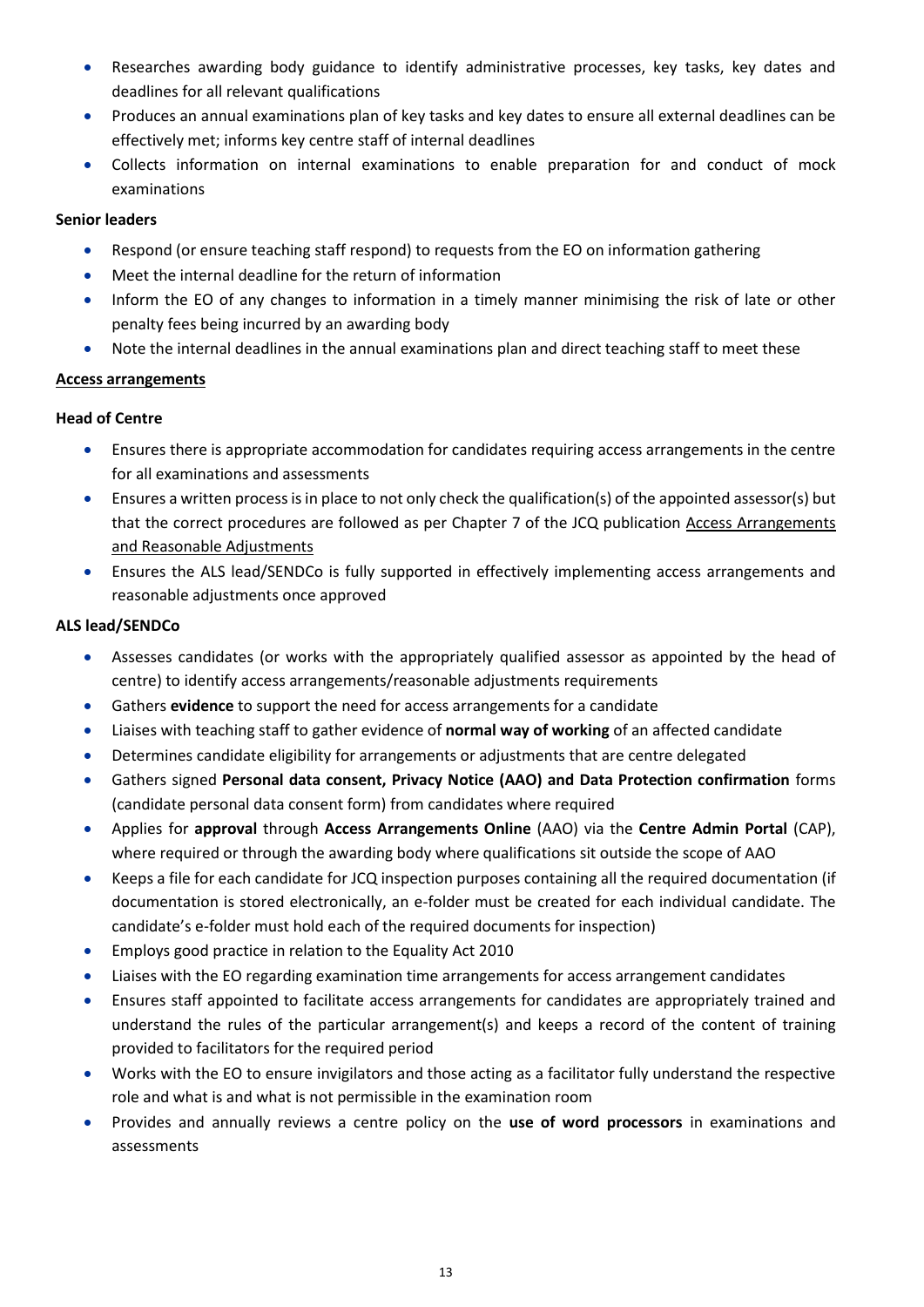- Researches awarding body guidance to identify administrative processes, key tasks, key dates and deadlines for all relevant qualifications
- Produces an annual examinations plan of key tasks and key dates to ensure all external deadlines can be effectively met; informs key centre staff of internal deadlines
- Collects information on internal examinations to enable preparation for and conduct of mock examinations

**Senior leaders**

- Respond (or ensure teaching staff respond) to requests from the EO on information gathering
- Meet the internal deadline for the return of information
- Inform the EO of any changes to information in a timely manner minimising the risk of late or other penalty fees being incurred by an awarding body
- Note the internal deadlines in the annual examinations plan and direct teaching staff to meet these

**Access arrangements**

**Head of Centre**

- Ensures there is appropriate accommodation for candidates requiring access arrangements in the centre for all examinations and assessments
- Ensures a written process is in place to not only check the qualification(s) of the appointed assessor(s) but that the correct procedures are followed as per Chapter 7 of the JCQ publication Access Arrangements and Reasonable Adjustments
- Ensures the ALS lead/SENDCo is fully supported in effectively implementing access arrangements and reasonable adjustments once approved

**ALS lead/SENDCo**

- Assesses candidates (or works with the appropriately qualified assessor as appointed by the head of centre) to identify access arrangements/reasonable adjustments requirements
- Gathers **evidence** to support the need for access arrangements for a candidate
- Liaises with teaching staff to gather evidence of **normal way of working** of an affected candidate
- Determines candidate eligibility for arrangements or adjustments that are centre delegated
- Gathers signed **Personal data consent, Privacy Notice (AAO) and Data Protection confirmation** forms (candidate personal data consent form) from candidates where required
- Applies for **approval** through **Access Arrangements Online** (AAO) via the **Centre Admin Portal** (CAP), where required or through the awarding body where qualifications sit outside the scope of AAO
- Keeps a file for each candidate for JCQ inspection purposes containing all the required documentation (if documentation is stored electronically, an e-folder must be created for each individual candidate. The candidate's e-folder must hold each of the required documents for inspection)
- Employs good practice in relation to the Equality Act 2010
- Liaises with the EO regarding examination time arrangements for access arrangement candidates
- Ensures staff appointed to facilitate access arrangements for candidates are appropriately trained and understand the rules of the particular arrangement(s) and keeps a record of the content of training provided to facilitators for the required period
- Works with the EO to ensure invigilators and those acting as a facilitator fully understand the respective role and what is and what is not permissible in the examination room
- Provides and annually reviews a centre policy on the **use of word processors** in examinations and assessments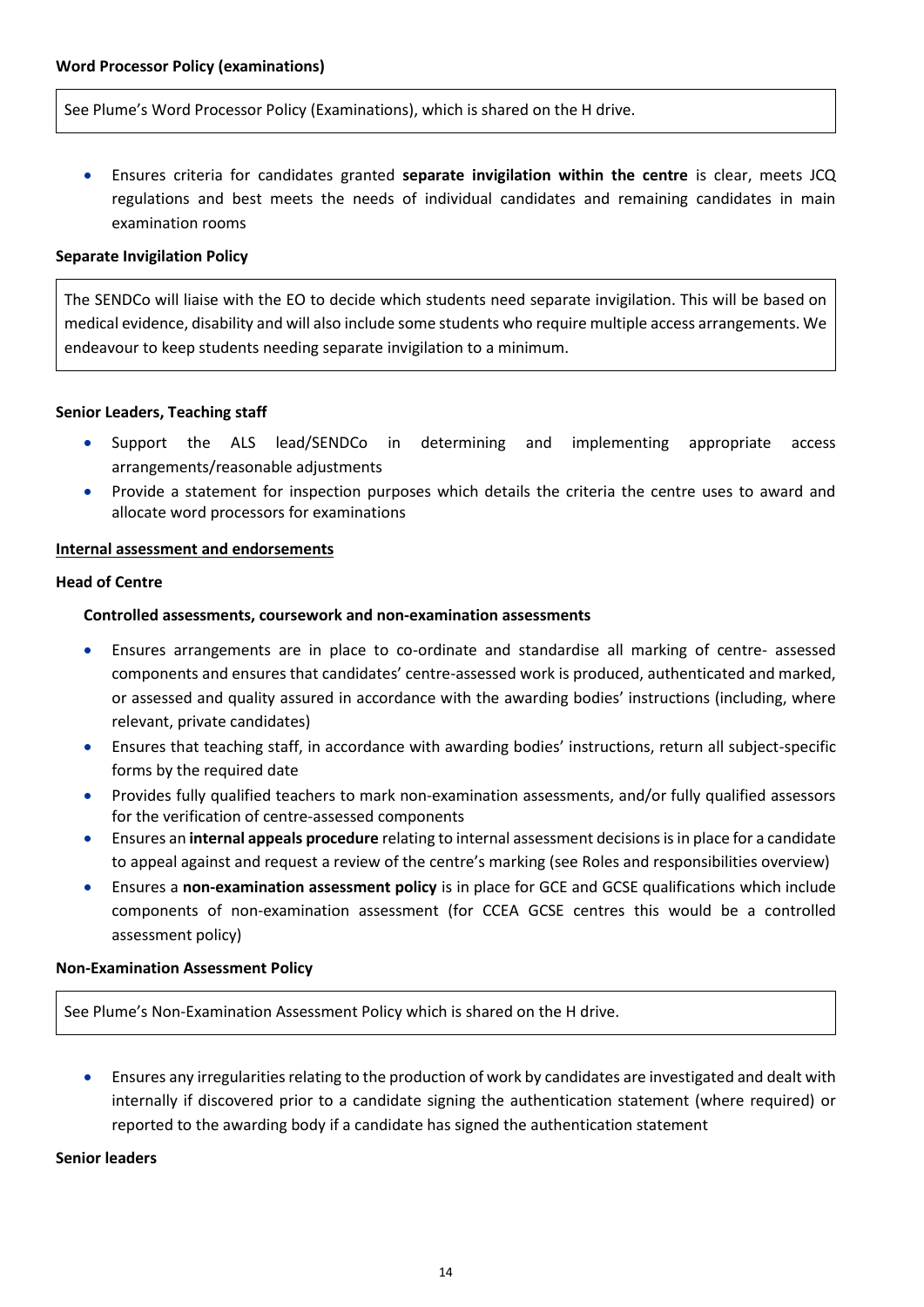**Word Processor Policy (examinations)**

See Plume's Word Processor Policy (Examinations), which is shared on the H drive.

- Ensures criteria for candidates granted **separate invigilation within the centre** is clear, meets JCQ regulations and best meets the needs of individual candidates and remaining candidates in main examination rooms

**Separate Invigilation Policy**

The SENDCo will liaise with the EO to decide which students need separate invigilation. This will be based on medical evidence, disability and will also include some students who require multiple access arrangements. We endeavour to keep students needing separate invigilation to a minimum.

**Senior Leaders, Teaching staff**

- Support the ALS lead/SENDCo in determining and implementing appropriate access arrangements/reasonable adjustments
- Provide a statement for inspection purposes which details the criteria the centre uses to award and allocate word processors for examinations

**Internal assessment and endorsements**

**Head of Centre**

**Controlled assessments, coursework and non-examination assessments**

- Ensures arrangements are in place to co-ordinate and standardise all marking of centre- assessed components and ensures that candidates' centre-assessed work is produced, authenticated and marked, or assessed and quality assured in accordance with the awarding bodies' instructions (including, where relevant, private candidates)
- Ensures that teaching staff, in accordance with awarding bodies' instructions, return all subject-specific forms by the required date
- Provides fully qualified teachers to mark non-examination assessments, and/or fully qualified assessors for the verification of centre-assessed components
- Ensures an **internal appeals procedure** relating to internal assessment decisions is in place for a candidate to appeal against and request a review of the centre's marking (see Roles and responsibilities overview)
- Ensures a **non-examination assessment policy** is in place for GCE and GCSE qualifications which include components of non-examination assessment (for CCEA GCSE centres this would be a controlled assessment policy)

**Non-Examination Assessment Policy**

See Plume's Non-Examination Assessment Policy which is shared on the H drive.

- Ensures any irregularities relating to the production of work by candidates are investigated and dealt with internally if discovered prior to a candidate signing the authentication statement (where required) or reported to the awarding body if a candidate has signed the authentication statement

**Senior leaders**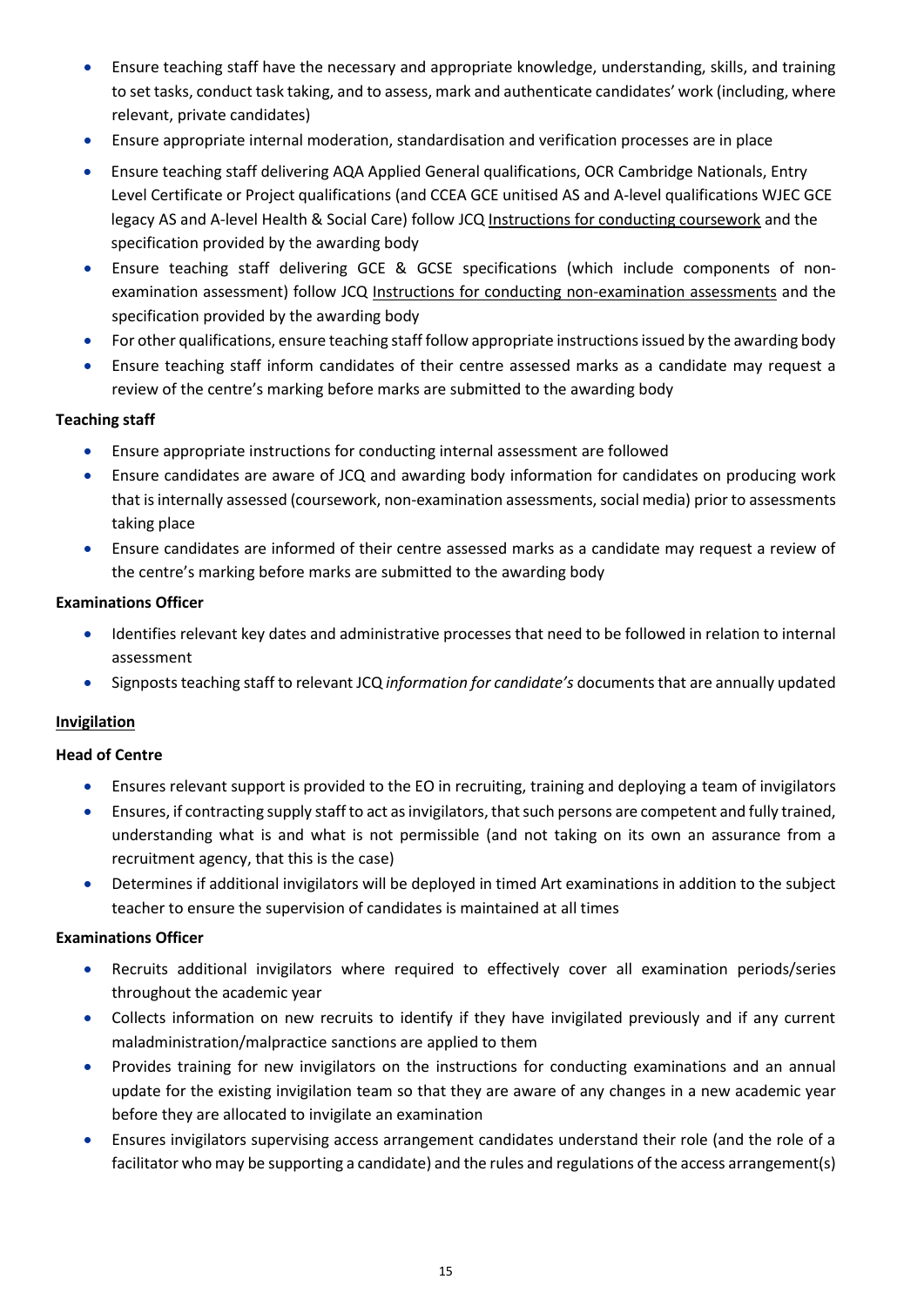- Ensure teaching staff have the necessary and appropriate knowledge, understanding, skills, and training to set tasks, conduct task taking, and to assess, mark and authenticate candidates' work (including, where relevant, private candidates)
- Ensure appropriate internal moderation, standardisation and verification processes are in place
- Ensure teaching staff delivering AQA Applied General qualifications, OCR Cambridge Nationals, Entry Level Certificate or Project qualifications (and CCEA GCE unitised AS and A-level qualifications WJEC GCE legacy AS and A-level Health & Social Care) follow JCQ Instructions for conducting coursework and the specification provided by the awarding body
- Ensure teaching staff delivering GCE & GCSE specifications (which include components of non-examination assessment) follow JCQ Instructions for conducting non-examination assessments and the specification provided by the awarding body
- For other qualifications, ensure teaching staff follow appropriate instructions issued by the awarding body
- Ensure teaching staff inform candidates of their centre assessed marks as a candidate may request a review of the centre's marking before marks are submitted to the awarding body

**Teaching staff**

- Ensure appropriate instructions for conducting internal assessment are followed
- Ensure candidates are aware of JCQ and awarding body information for candidates on producing work that is internally assessed (coursework, non-examination assessments, social media) prior to assessments taking place
- Ensure candidates are informed of their centre assessed marks as a candidate may request a review of the centre's marking before marks are submitted to the awarding body

**Examinations Officer**

- Identifies relevant key dates and administrative processes that need to be followed in relation to internal assessment
- Signposts teaching staff to relevant JCQ *information for candidate's* documents that are annually updated

**Invigilation**

**Head of Centre**

- Ensures relevant support is provided to the EO in recruiting, training and deploying a team of invigilators
- Ensures, if contracting supply staff to act as invigilators, that such persons are competent and fully trained, understanding what is and what is not permissible (and not taking on its own an assurance from a recruitment agency, that this is the case)
- Determines if additional invigilators will be deployed in timed Art examinations in addition to the subject teacher to ensure the supervision of candidates is maintained at all times

**Examinations Officer**

- Recruits additional invigilators where required to effectively cover all examination periods/series throughout the academic year
- Collects information on new recruits to identify if they have invigilated previously and if any current maladministration/malpractice sanctions are applied to them
- Provides training for new invigilators on the instructions for conducting examinations and an annual update for the existing invigilation team so that they are aware of any changes in a new academic year before they are allocated to invigilate an examination
- Ensures invigilators supervising access arrangement candidates understand their role (and the role of a facilitator who may be supporting a candidate) and the rules and regulations of the access arrangement(s)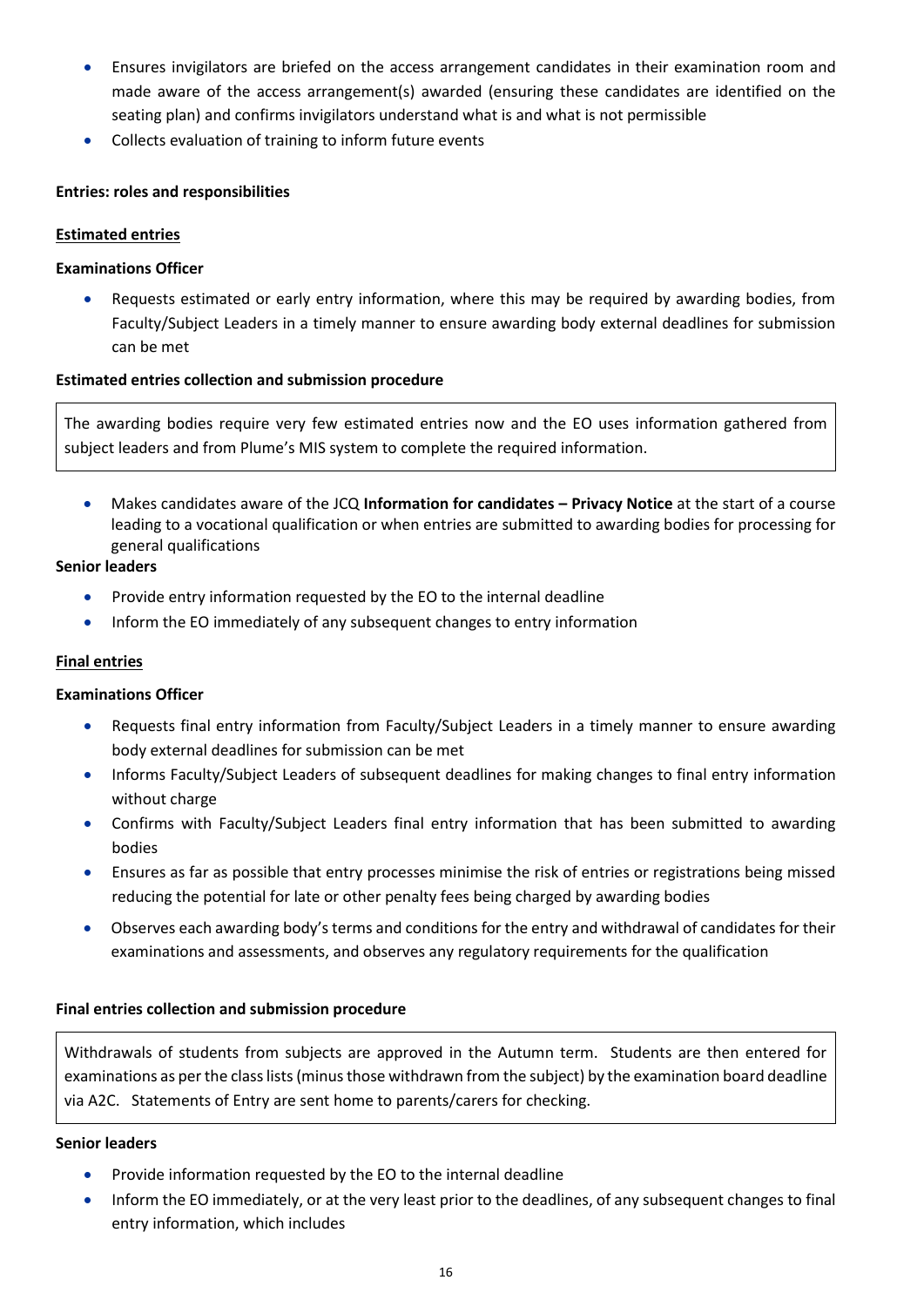- Ensures invigilators are briefed on the access arrangement candidates in their examination room and made aware of the access arrangement(s) awarded (ensuring these candidates are identified on the seating plan) and confirms invigilators understand what is and what is not permissible
- Collects evaluation of training to inform future events

**Entries: roles and responsibilities**

**Estimated entries**

**Examinations Officer**

- Requests estimated or early entry information, where this may be required by awarding bodies, from Faculty/Subject Leaders in a timely manner to ensure awarding body external deadlines for submission can be met

**Estimated entries collection and submission procedure**

The awarding bodies require very few estimated entries now and the EO uses information gathered from subject leaders and from Plume's MIS system to complete the required information.

- Makes candidates aware of the JCQ **Information for candidates – Privacy Notice** at the start of a course leading to a vocational qualification or when entries are submitted to awarding bodies for processing for general qualifications

**Senior leaders**

- Provide entry information requested by the EO to the internal deadline
- Inform the EO immediately of any subsequent changes to entry information

**Final entries**

**Examinations Officer**

- Requests final entry information from Faculty/Subject Leaders in a timely manner to ensure awarding body external deadlines for submission can be met
- Informs Faculty/Subject Leaders of subsequent deadlines for making changes to final entry information without charge
- Confirms with Faculty/Subject Leaders final entry information that has been submitted to awarding bodies
- Ensures as far as possible that entry processes minimise the risk of entries or registrations being missed reducing the potential for late or other penalty fees being charged by awarding bodies
- Observes each awarding body's terms and conditions for the entry and withdrawal of candidates for their examinations and assessments, and observes any regulatory requirements for the qualification

**Final entries collection and submission procedure**

Withdrawals of students from subjects are approved in the Autumn term. Students are then entered for examinations as per the class lists (minus those withdrawn from the subject) by the examination board deadline via A2C. Statements of Entry are sent home to parents/carers for checking.

**Senior leaders**

- Provide information requested by the EO to the internal deadline
- Inform the EO immediately, or at the very least prior to the deadlines, of any subsequent changes to final entry information, which includes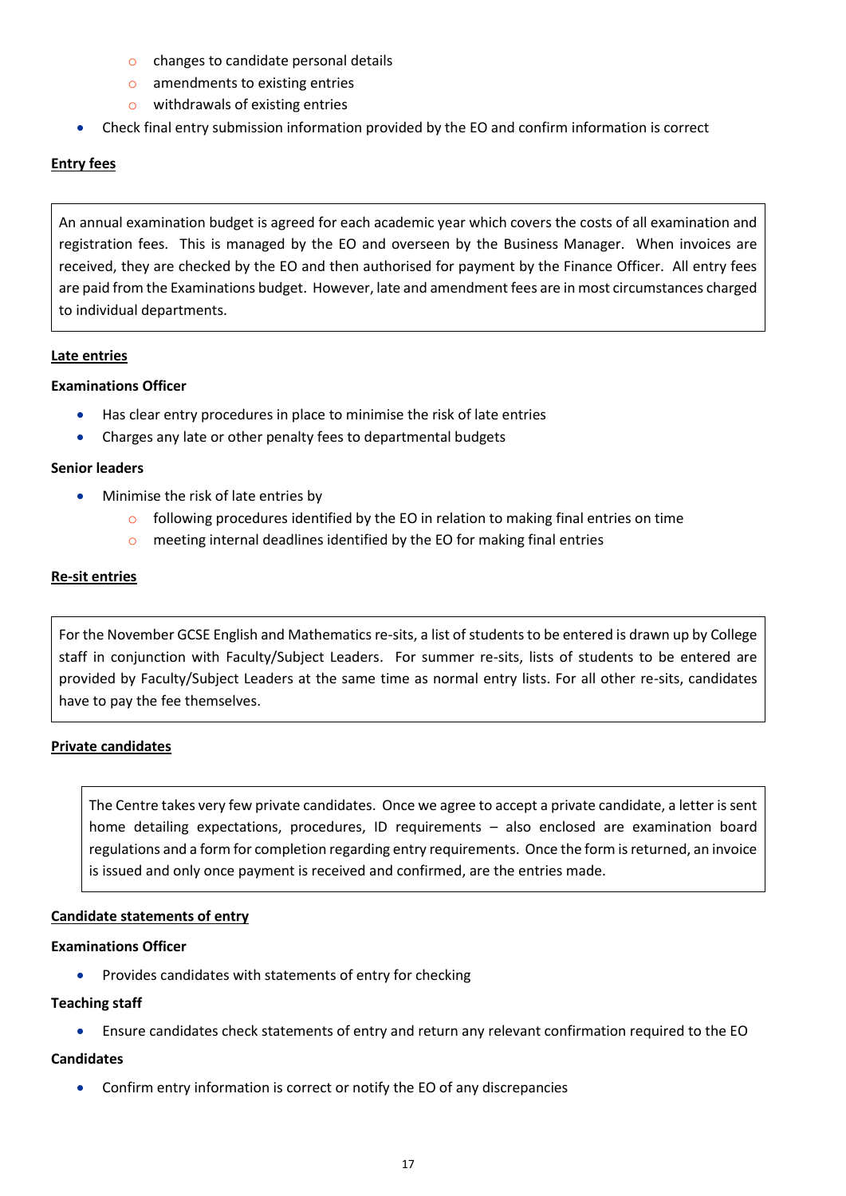- changes to candidate personal details
  - amendments to existing entries
  - withdrawals of existing entries
- Check final entry submission information provided by the EO and confirm information is correct

**Entry fees**

An annual examination budget is agreed for each academic year which covers the costs of all examination and registration fees. This is managed by the EO and overseen by the Business Manager. When invoices are received, they are checked by the EO and then authorised for payment by the Finance Officer. All entry fees are paid from the Examinations budget. However, late and amendment fees are in most circumstances charged to individual departments.

**Late entries**

**Examinations Officer**

- Has clear entry procedures in place to minimise the risk of late entries
- Charges any late or other penalty fees to departmental budgets

**Senior leaders**

- Minimise the risk of late entries by
  - following procedures identified by the EO in relation to making final entries on time
  - meeting internal deadlines identified by the EO for making final entries

**Re-sit entries**

For the November GCSE English and Mathematics re-sits, a list of students to be entered is drawn up by College staff in conjunction with Faculty/Subject Leaders. For summer re-sits, lists of students to be entered are provided by Faculty/Subject Leaders at the same time as normal entry lists. For all other re-sits, candidates have to pay the fee themselves.

**Private candidates**

The Centre takes very few private candidates. Once we agree to accept a private candidate, a letter is sent home detailing expectations, procedures, ID requirements – also enclosed are examination board regulations and a form for completion regarding entry requirements. Once the form is returned, an invoice is issued and only once payment is received and confirmed, are the entries made.

**Candidate statements of entry**

**Examinations Officer**

- Provides candidates with statements of entry for checking

**Teaching staff**

- Ensure candidates check statements of entry and return any relevant confirmation required to the EO

**Candidates**

- Confirm entry information is correct or notify the EO of any discrepancies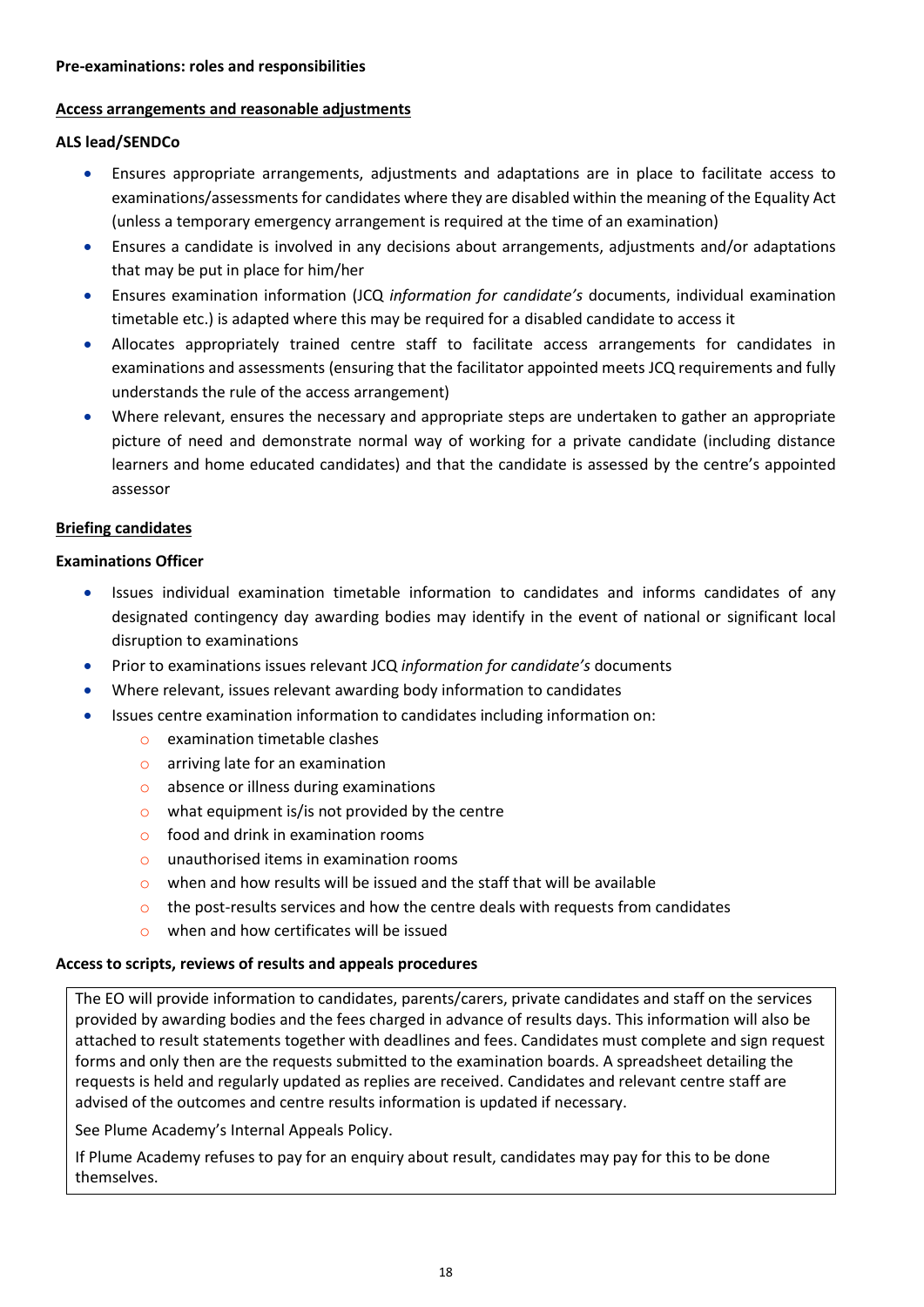**Pre-examinations: roles and responsibilities**

**Access arrangements and reasonable adjustments**

**ALS lead/SENDCo**

- Ensures appropriate arrangements, adjustments and adaptations are in place to facilitate access to examinations/assessments for candidates where they are disabled within the meaning of the Equality Act (unless a temporary emergency arrangement is required at the time of an examination)
- Ensures a candidate is involved in any decisions about arrangements, adjustments and/or adaptations that may be put in place for him/her
- Ensures examination information (JCQ *information for candidate's* documents, individual examination timetable etc.) is adapted where this may be required for a disabled candidate to access it
- Allocates appropriately trained centre staff to facilitate access arrangements for candidates in examinations and assessments (ensuring that the facilitator appointed meets JCQ requirements and fully understands the rule of the access arrangement)
- Where relevant, ensures the necessary and appropriate steps are undertaken to gather an appropriate picture of need and demonstrate normal way of working for a private candidate (including distance learners and home educated candidates) and that the candidate is assessed by the centre's appointed assessor

**Briefing candidates**

**Examinations Officer**

- Issues individual examination timetable information to candidates and informs candidates of any designated contingency day awarding bodies may identify in the event of national or significant local disruption to examinations
- Prior to examinations issues relevant JCQ *information for candidate's* documents
- Where relevant, issues relevant awarding body information to candidates
- Issues centre examination information to candidates including information on:
  - examination timetable clashes
  - arriving late for an examination
  - absence or illness during examinations
  - what equipment is/is not provided by the centre
  - food and drink in examination rooms
  - unauthorised items in examination rooms
  - when and how results will be issued and the staff that will be available
  - the post-results services and how the centre deals with requests from candidates
  - when and how certificates will be issued

**Access to scripts, reviews of results and appeals procedures**

The EO will provide information to candidates, parents/carers, private candidates and staff on the services provided by awarding bodies and the fees charged in advance of results days. This information will also be attached to result statements together with deadlines and fees. Candidates must complete and sign request forms and only then are the requests submitted to the examination boards. A spreadsheet detailing the requests is held and regularly updated as replies are received. Candidates and relevant centre staff are advised of the outcomes and centre results information is updated if necessary.

See Plume Academy's Internal Appeals Policy.

If Plume Academy refuses to pay for an enquiry about result, candidates may pay for this to be done themselves.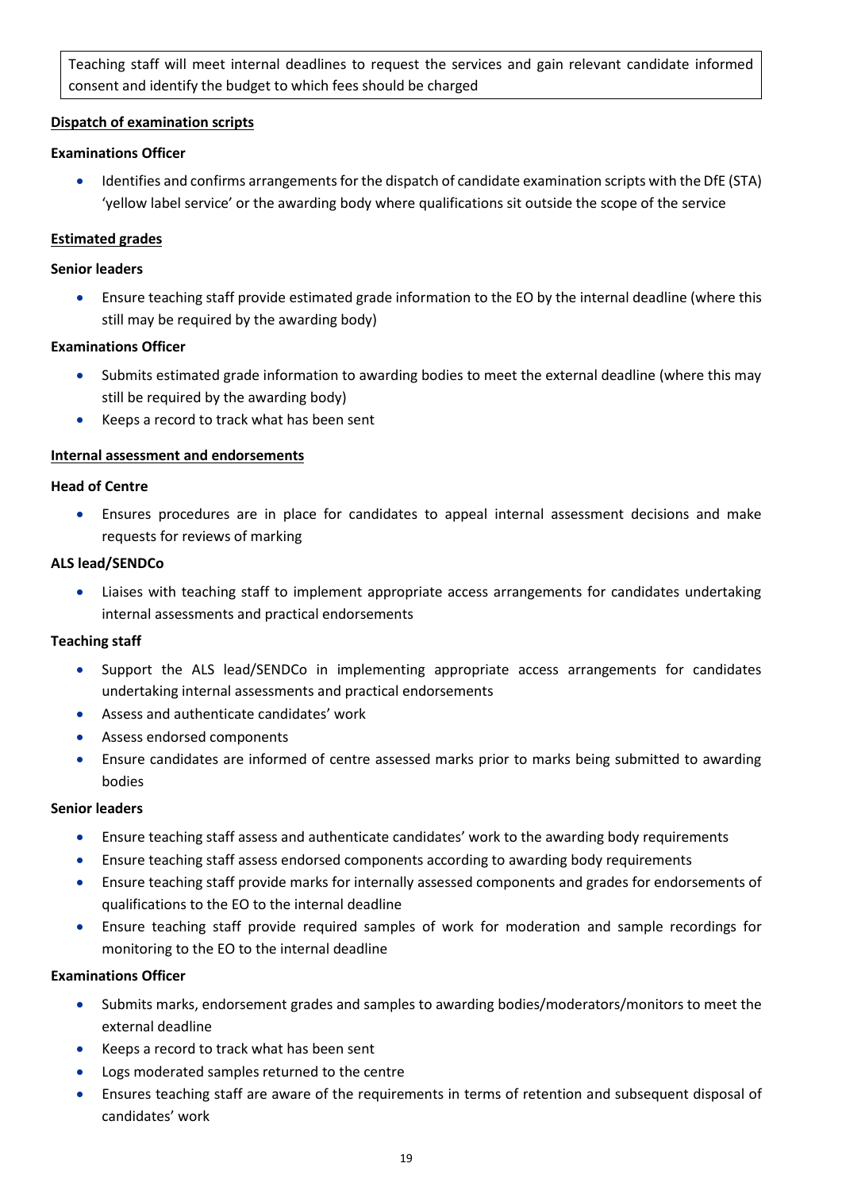Teaching staff will meet internal deadlines to request the services and gain relevant candidate informed consent and identify the budget to which fees should be charged

**Dispatch of examination scripts**

**Examinations Officer**

- Identifies and confirms arrangements for the dispatch of candidate examination scripts with the DfE (STA) 'yellow label service' or the awarding body where qualifications sit outside the scope of the service

**Estimated grades**

**Senior leaders**

- Ensure teaching staff provide estimated grade information to the EO by the internal deadline (where this still may be required by the awarding body)

**Examinations Officer**

- Submits estimated grade information to awarding bodies to meet the external deadline (where this may still be required by the awarding body)
- Keeps a record to track what has been sent

**Internal assessment and endorsements**

**Head of Centre**

- Ensures procedures are in place for candidates to appeal internal assessment decisions and make requests for reviews of marking

**ALS lead/SENDCo**

- Liaises with teaching staff to implement appropriate access arrangements for candidates undertaking internal assessments and practical endorsements

**Teaching staff**

- Support the ALS lead/SENDCo in implementing appropriate access arrangements for candidates undertaking internal assessments and practical endorsements
- Assess and authenticate candidates' work
- Assess endorsed components
- Ensure candidates are informed of centre assessed marks prior to marks being submitted to awarding bodies

**Senior leaders**

- Ensure teaching staff assess and authenticate candidates' work to the awarding body requirements
- Ensure teaching staff assess endorsed components according to awarding body requirements
- Ensure teaching staff provide marks for internally assessed components and grades for endorsements of qualifications to the EO to the internal deadline
- Ensure teaching staff provide required samples of work for moderation and sample recordings for monitoring to the EO to the internal deadline

**Examinations Officer**

- Submits marks, endorsement grades and samples to awarding bodies/moderators/monitors to meet the external deadline
- Keeps a record to track what has been sent
- Logs moderated samples returned to the centre
- Ensures teaching staff are aware of the requirements in terms of retention and subsequent disposal of candidates' work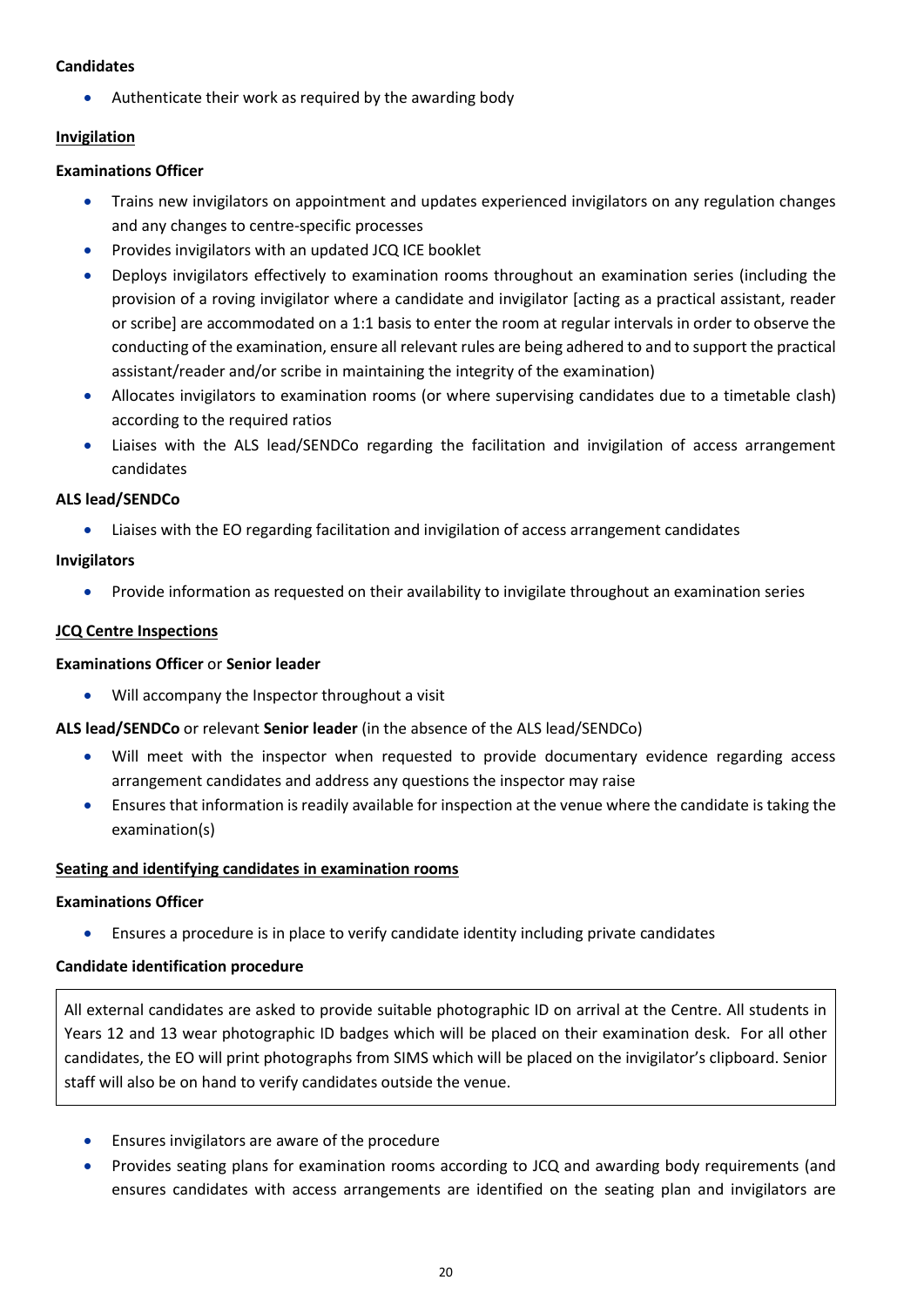**Candidates**

- Authenticate their work as required by the awarding body

**Invigilation**

**Examinations Officer**

- Trains new invigilators on appointment and updates experienced invigilators on any regulation changes and any changes to centre-specific processes
- Provides invigilators with an updated JCQ ICE booklet
- Deploys invigilators effectively to examination rooms throughout an examination series (including the provision of a roving invigilator where a candidate and invigilator [acting as a practical assistant, reader or scribe] are accommodated on a 1:1 basis to enter the room at regular intervals in order to observe the conducting of the examination, ensure all relevant rules are being adhered to and to support the practical assistant/reader and/or scribe in maintaining the integrity of the examination)
- Allocates invigilators to examination rooms (or where supervising candidates due to a timetable clash) according to the required ratios
- Liaises with the ALS lead/SENDCo regarding the facilitation and invigilation of access arrangement candidates

**ALS lead/SENDCo**

- Liaises with the EO regarding facilitation and invigilation of access arrangement candidates

**Invigilators**

- Provide information as requested on their availability to invigilate throughout an examination series

**JCQ Centre Inspections**

**Examinations Officer** or **Senior leader**

- Will accompany the Inspector throughout a visit

**ALS lead/SENDCo** or relevant **Senior leader** (in the absence of the ALS lead/SENDCo)

- Will meet with the inspector when requested to provide documentary evidence regarding access arrangement candidates and address any questions the inspector may raise
- Ensures that information is readily available for inspection at the venue where the candidate is taking the examination(s)

**Seating and identifying candidates in examination rooms**

**Examinations Officer**

- Ensures a procedure is in place to verify candidate identity including private candidates

**Candidate identification procedure**

All external candidates are asked to provide suitable photographic ID on arrival at the Centre. All students in Years 12 and 13 wear photographic ID badges which will be placed on their examination desk. For all other candidates, the EO will print photographs from SIMS which will be placed on the invigilator's clipboard. Senior staff will also be on hand to verify candidates outside the venue.

- Ensures invigilators are aware of the procedure
- Provides seating plans for examination rooms according to JCQ and awarding body requirements (and ensures candidates with access arrangements are identified on the seating plan and invigilators are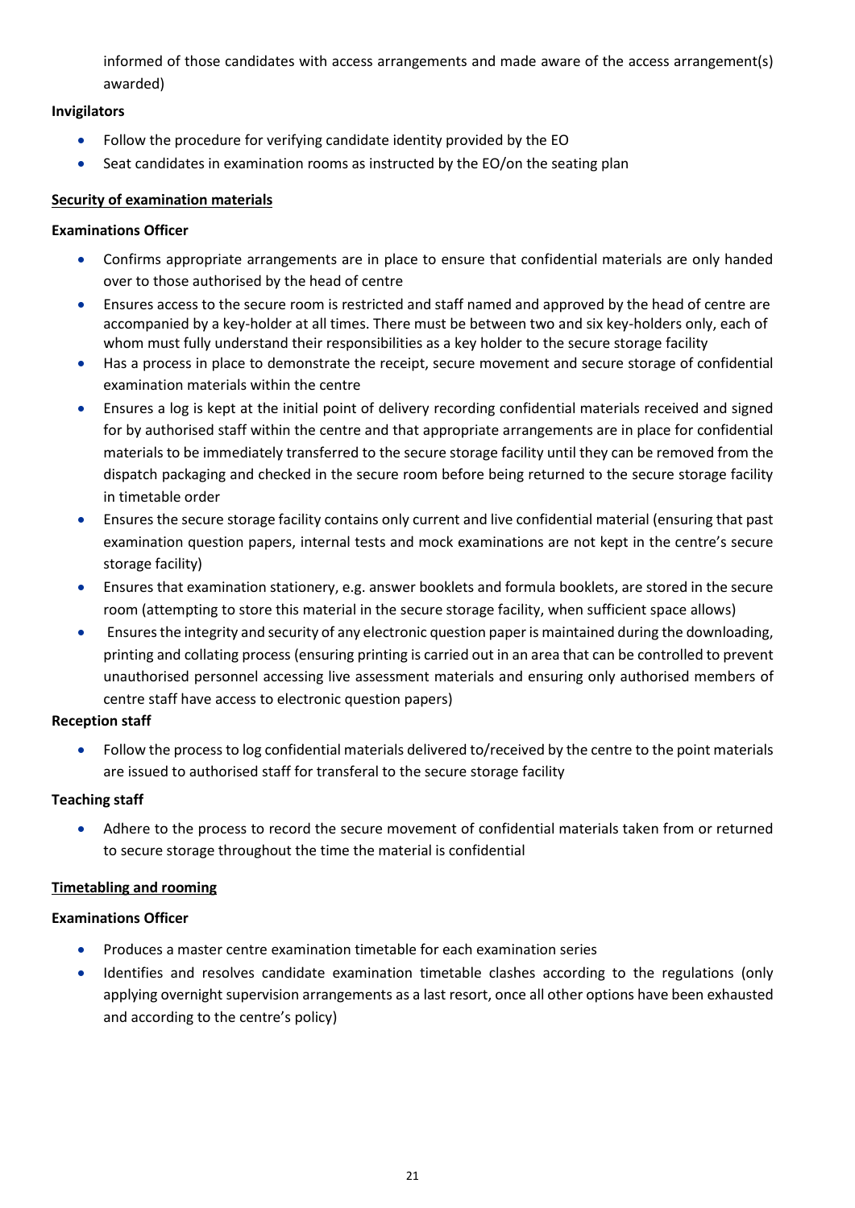informed of those candidates with access arrangements and made aware of the access arrangement(s) awarded)

**Invigilators**

- Follow the procedure for verifying candidate identity provided by the EO
- Seat candidates in examination rooms as instructed by the EO/on the seating plan

**<u>Security of examination materials</u>**

**Examinations Officer**

- Confirms appropriate arrangements are in place to ensure that confidential materials are only handed over to those authorised by the head of centre
- Ensures access to the secure room is restricted and staff named and approved by the head of centre are accompanied by a key-holder at all times. There must be between two and six key-holders only, each of whom must fully understand their responsibilities as a key holder to the secure storage facility
- Has a process in place to demonstrate the receipt, secure movement and secure storage of confidential examination materials within the centre
- Ensures a log is kept at the initial point of delivery recording confidential materials received and signed for by authorised staff within the centre and that appropriate arrangements are in place for confidential materials to be immediately transferred to the secure storage facility until they can be removed from the dispatch packaging and checked in the secure room before being returned to the secure storage facility in timetable order
- Ensures the secure storage facility contains only current and live confidential material (ensuring that past examination question papers, internal tests and mock examinations are not kept in the centre's secure storage facility)
- Ensures that examination stationery, e.g. answer booklets and formula booklets, are stored in the secure room (attempting to store this material in the secure storage facility, when sufficient space allows)
- Ensures the integrity and security of any electronic question paper is maintained during the downloading, printing and collating process (ensuring printing is carried out in an area that can be controlled to prevent unauthorised personnel accessing live assessment materials and ensuring only authorised members of centre staff have access to electronic question papers)

**Reception staff**

- Follow the process to log confidential materials delivered to/received by the centre to the point materials are issued to authorised staff for transferal to the secure storage facility

**Teaching staff**

- Adhere to the process to record the secure movement of confidential materials taken from or returned to secure storage throughout the time the material is confidential

**<u>Timetabling and rooming</u>**

**Examinations Officer**

- Produces a master centre examination timetable for each examination series
- Identifies and resolves candidate examination timetable clashes according to the regulations (only applying overnight supervision arrangements as a last resort, once all other options have been exhausted and according to the centre's policy)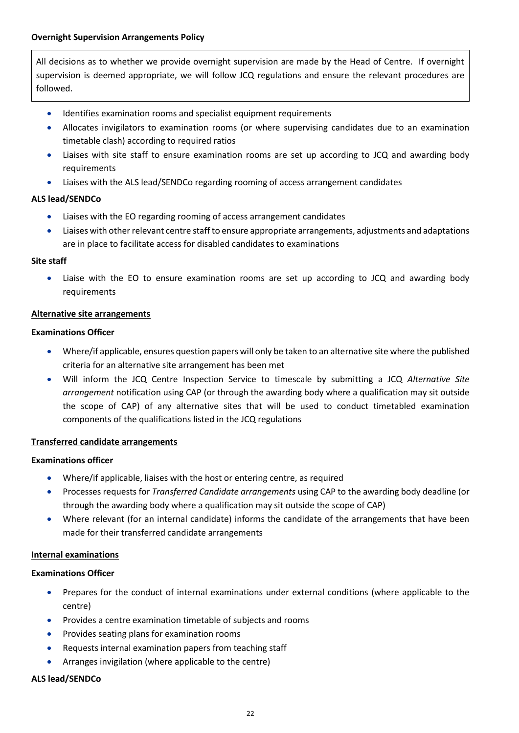**Overnight Supervision Arrangements Policy**

> All decisions as to whether we provide overnight supervision are made by the Head of Centre. If overnight supervision is deemed appropriate, we will follow JCQ regulations and ensure the relevant procedures are followed.

- Identifies examination rooms and specialist equipment requirements
- Allocates invigilators to examination rooms (or where supervising candidates due to an examination timetable clash) according to required ratios
- Liaises with site staff to ensure examination rooms are set up according to JCQ and awarding body requirements
- Liaises with the ALS lead/SENDCo regarding rooming of access arrangement candidates

**ALS lead/SENDCo**

- Liaises with the EO regarding rooming of access arrangement candidates
- Liaises with other relevant centre staff to ensure appropriate arrangements, adjustments and adaptations are in place to facilitate access for disabled candidates to examinations

**Site staff**

- Liaise with the EO to ensure examination rooms are set up according to JCQ and awarding body requirements

**<u>Alternative site arrangements</u>**

**Examinations Officer**

- Where/if applicable, ensures question papers will only be taken to an alternative site where the published criteria for an alternative site arrangement has been met
- Will inform the JCQ Centre Inspection Service to timescale by submitting a JCQ *Alternative Site arrangement* notification using CAP (or through the awarding body where a qualification may sit outside the scope of CAP) of any alternative sites that will be used to conduct timetabled examination components of the qualifications listed in the JCQ regulations

**<u>Transferred candidate arrangements</u>**

**Examinations officer**

- Where/if applicable, liaises with the host or entering centre, as required
- Processes requests for *Transferred Candidate arrangements* using CAP to the awarding body deadline (or through the awarding body where a qualification may sit outside the scope of CAP)
- Where relevant (for an internal candidate) informs the candidate of the arrangements that have been made for their transferred candidate arrangements

**<u>Internal examinations</u>**

**Examinations Officer**

- Prepares for the conduct of internal examinations under external conditions (where applicable to the centre)
- Provides a centre examination timetable of subjects and rooms
- Provides seating plans for examination rooms
- Requests internal examination papers from teaching staff
- Arranges invigilation (where applicable to the centre)

**ALS lead/SENDCo**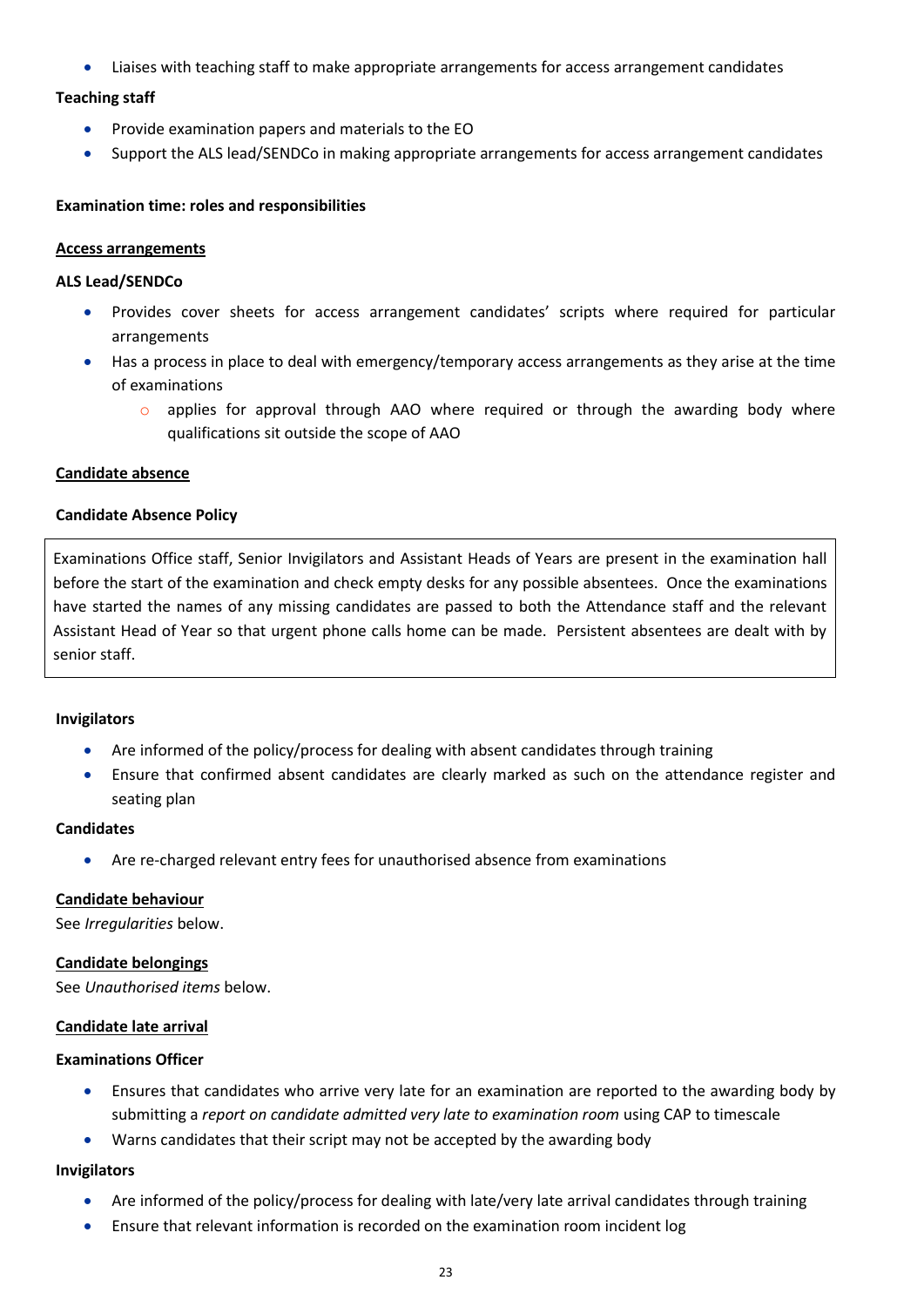- Liaises with teaching staff to make appropriate arrangements for access arrangement candidates

**Teaching staff**

- Provide examination papers and materials to the EO
- Support the ALS lead/SENDCo in making appropriate arrangements for access arrangement candidates

**Examination time: roles and responsibilities**

**Access arrangements**

**ALS Lead/SENDCo**

- Provides cover sheets for access arrangement candidates' scripts where required for particular arrangements
- Has a process in place to deal with emergency/temporary access arrangements as they arise at the time of examinations
    - applies for approval through AAO where required or through the awarding body where qualifications sit outside the scope of AAO

**Candidate absence**

**Candidate Absence Policy**

| Examinations Office staff, Senior Invigilators and Assistant Heads of Years are present in the examination hall before the start of the examination and check empty desks for any possible absentees. Once the examinations have started the names of any missing candidates are passed to both the Attendance staff and the relevant Assistant Head of Year so that urgent phone calls home can be made. Persistent absentees are dealt with by senior staff. |
|---|

**Invigilators**

- Are informed of the policy/process for dealing with absent candidates through training
- Ensure that confirmed absent candidates are clearly marked as such on the attendance register and seating plan

**Candidates**

- Are re-charged relevant entry fees for unauthorised absence from examinations

**Candidate behaviour**

See *Irregularities* below.

**Candidate belongings**

See *Unauthorised items* below.

**Candidate late arrival**

**Examinations Officer**

- Ensures that candidates who arrive very late for an examination are reported to the awarding body by submitting a *report on candidate admitted very late to examination room* using CAP to timescale
- Warns candidates that their script may not be accepted by the awarding body

**Invigilators**

- Are informed of the policy/process for dealing with late/very late arrival candidates through training
- Ensure that relevant information is recorded on the examination room incident log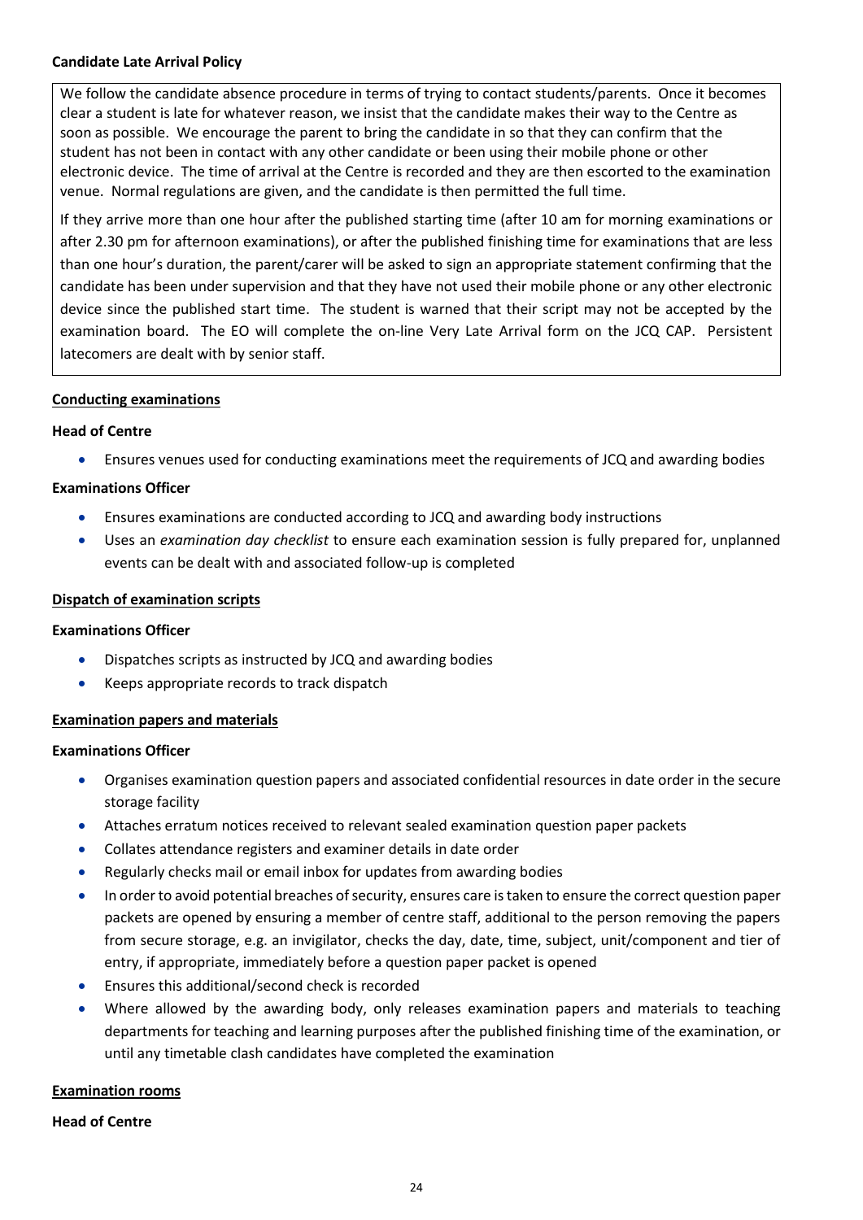**Candidate Late Arrival Policy**

We follow the candidate absence procedure in terms of trying to contact students/parents. Once it becomes clear a student is late for whatever reason, we insist that the candidate makes their way to the Centre as soon as possible. We encourage the parent to bring the candidate in so that they can confirm that the student has not been in contact with any other candidate or been using their mobile phone or other electronic device. The time of arrival at the Centre is recorded and they are then escorted to the examination venue. Normal regulations are given, and the candidate is then permitted the full time.

If they arrive more than one hour after the published starting time (after 10 am for morning examinations or after 2.30 pm for afternoon examinations), or after the published finishing time for examinations that are less than one hour's duration, the parent/carer will be asked to sign an appropriate statement confirming that the candidate has been under supervision and that they have not used their mobile phone or any other electronic device since the published start time. The student is warned that their script may not be accepted by the examination board. The EO will complete the on-line Very Late Arrival form on the JCQ CAP. Persistent latecomers are dealt with by senior staff.

## Conducting examinations

**Head of Centre**

- Ensures venues used for conducting examinations meet the requirements of JCQ and awarding bodies

**Examinations Officer**

- Ensures examinations are conducted according to JCQ and awarding body instructions
- Uses an *examination day checklist* to ensure each examination session is fully prepared for, unplanned events can be dealt with and associated follow-up is completed

## Dispatch of examination scripts

**Examinations Officer**

- Dispatches scripts as instructed by JCQ and awarding bodies
- Keeps appropriate records to track dispatch

## Examination papers and materials

**Examinations Officer**

- Organises examination question papers and associated confidential resources in date order in the secure storage facility
- Attaches erratum notices received to relevant sealed examination question paper packets
- Collates attendance registers and examiner details in date order
- Regularly checks mail or email inbox for updates from awarding bodies
- In order to avoid potential breaches of security, ensures care is taken to ensure the correct question paper packets are opened by ensuring a member of centre staff, additional to the person removing the papers from secure storage, e.g. an invigilator, checks the day, date, time, subject, unit/component and tier of entry, if appropriate, immediately before a question paper packet is opened
- Ensures this additional/second check is recorded
- Where allowed by the awarding body, only releases examination papers and materials to teaching departments for teaching and learning purposes after the published finishing time of the examination, or until any timetable clash candidates have completed the examination

## Examination rooms

**Head of Centre**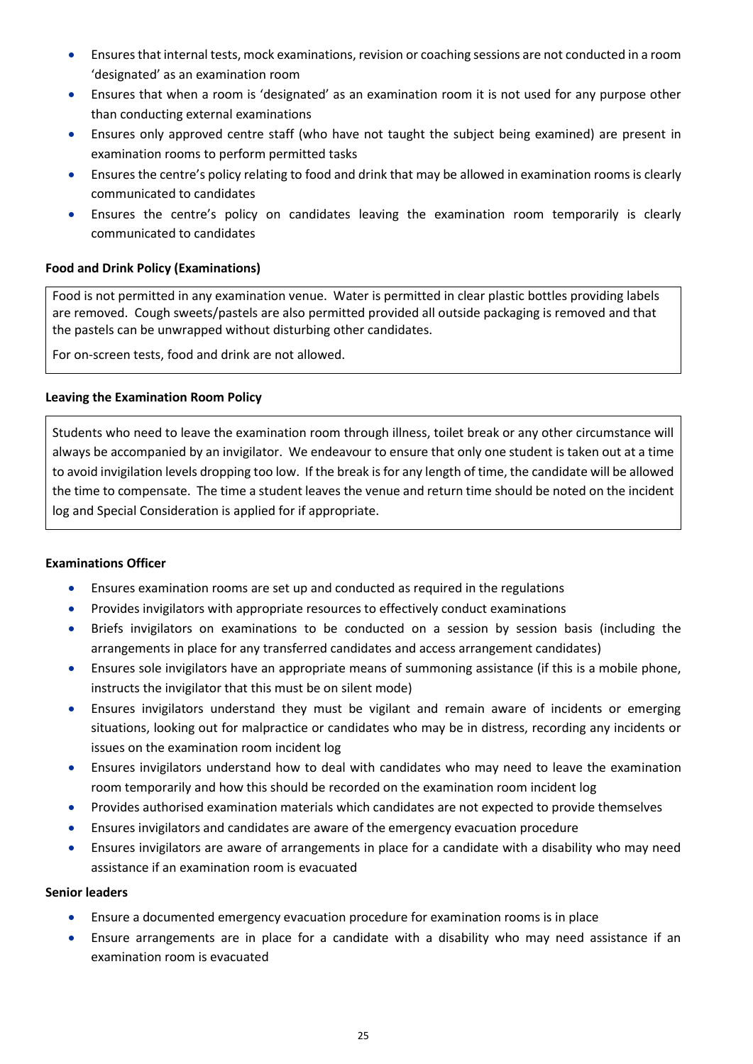- Ensures that internal tests, mock examinations, revision or coaching sessions are not conducted in a room 'designated' as an examination room
- Ensures that when a room is 'designated' as an examination room it is not used for any purpose other than conducting external examinations
- Ensures only approved centre staff (who have not taught the subject being examined) are present in examination rooms to perform permitted tasks
- Ensures the centre's policy relating to food and drink that may be allowed in examination rooms is clearly communicated to candidates
- Ensures the centre's policy on candidates leaving the examination room temporarily is clearly communicated to candidates

**Food and Drink Policy (Examinations)**

Food is not permitted in any examination venue. Water is permitted in clear plastic bottles providing labels are removed. Cough sweets/pastels are also permitted provided all outside packaging is removed and that the pastels can be unwrapped without disturbing other candidates.

For on-screen tests, food and drink are not allowed.

**Leaving the Examination Room Policy**

Students who need to leave the examination room through illness, toilet break or any other circumstance will always be accompanied by an invigilator. We endeavour to ensure that only one student is taken out at a time to avoid invigilation levels dropping too low. If the break is for any length of time, the candidate will be allowed the time to compensate. The time a student leaves the venue and return time should be noted on the incident log and Special Consideration is applied for if appropriate.

**Examinations Officer**

- Ensures examination rooms are set up and conducted as required in the regulations
- Provides invigilators with appropriate resources to effectively conduct examinations
- Briefs invigilators on examinations to be conducted on a session by session basis (including the arrangements in place for any transferred candidates and access arrangement candidates)
- Ensures sole invigilators have an appropriate means of summoning assistance (if this is a mobile phone, instructs the invigilator that this must be on silent mode)
- Ensures invigilators understand they must be vigilant and remain aware of incidents or emerging situations, looking out for malpractice or candidates who may be in distress, recording any incidents or issues on the examination room incident log
- Ensures invigilators understand how to deal with candidates who may need to leave the examination room temporarily and how this should be recorded on the examination room incident log
- Provides authorised examination materials which candidates are not expected to provide themselves
- Ensures invigilators and candidates are aware of the emergency evacuation procedure
- Ensures invigilators are aware of arrangements in place for a candidate with a disability who may need assistance if an examination room is evacuated

**Senior leaders**

- Ensure a documented emergency evacuation procedure for examination rooms is in place
- Ensure arrangements are in place for a candidate with a disability who may need assistance if an examination room is evacuated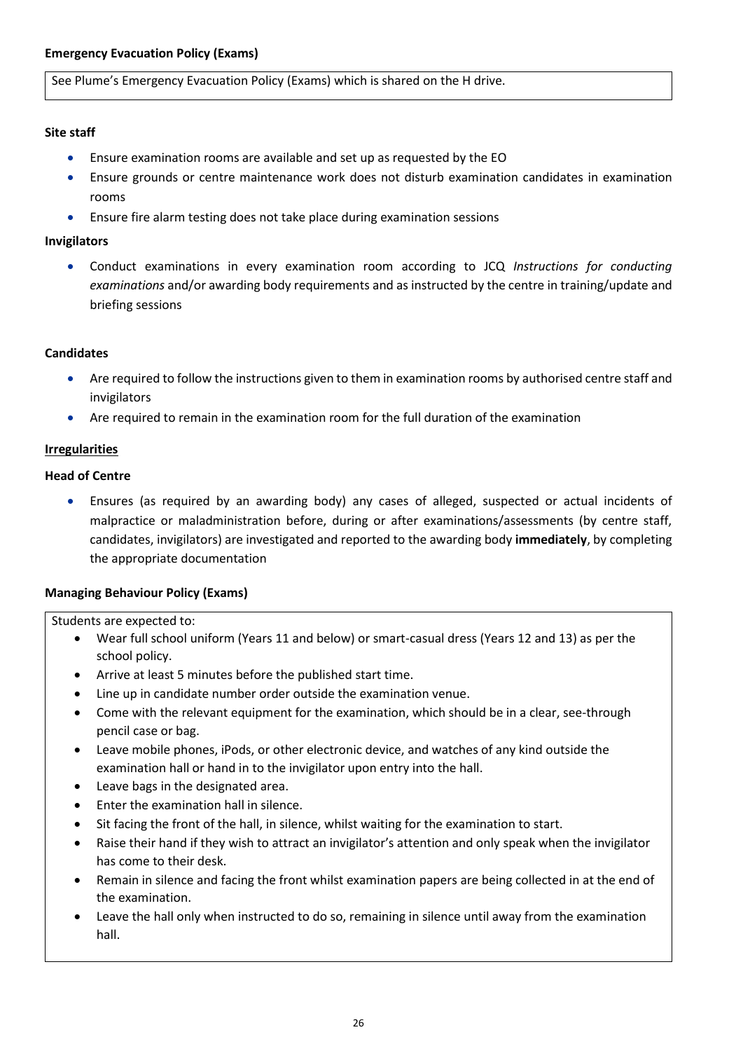**Emergency Evacuation Policy (Exams)**

See Plume's Emergency Evacuation Policy (Exams) which is shared on the H drive.

**Site staff**

- Ensure examination rooms are available and set up as requested by the EO
- Ensure grounds or centre maintenance work does not disturb examination candidates in examination rooms
- Ensure fire alarm testing does not take place during examination sessions

**Invigilators**

- Conduct examinations in every examination room according to JCQ *Instructions for conducting examinations* and/or awarding body requirements and as instructed by the centre in training/update and briefing sessions

**Candidates**

- Are required to follow the instructions given to them in examination rooms by authorised centre staff and invigilators
- Are required to remain in the examination room for the full duration of the examination

**Irregularities**

**Head of Centre**

- Ensures (as required by an awarding body) any cases of alleged, suspected or actual incidents of malpractice or maladministration before, during or after examinations/assessments (by centre staff, candidates, invigilators) are investigated and reported to the awarding body **immediately**, by completing the appropriate documentation

**Managing Behaviour Policy (Exams)**

Students are expected to:

- Wear full school uniform (Years 11 and below) or smart-casual dress (Years 12 and 13) as per the school policy.
- Arrive at least 5 minutes before the published start time.
- Line up in candidate number order outside the examination venue.
- Come with the relevant equipment for the examination, which should be in a clear, see-through pencil case or bag.
- Leave mobile phones, iPods, or other electronic device, and watches of any kind outside the examination hall or hand in to the invigilator upon entry into the hall.
- Leave bags in the designated area.
- Enter the examination hall in silence.
- Sit facing the front of the hall, in silence, whilst waiting for the examination to start.
- Raise their hand if they wish to attract an invigilator's attention and only speak when the invigilator has come to their desk.
- Remain in silence and facing the front whilst examination papers are being collected in at the end of the examination.
- Leave the hall only when instructed to do so, remaining in silence until away from the examination hall.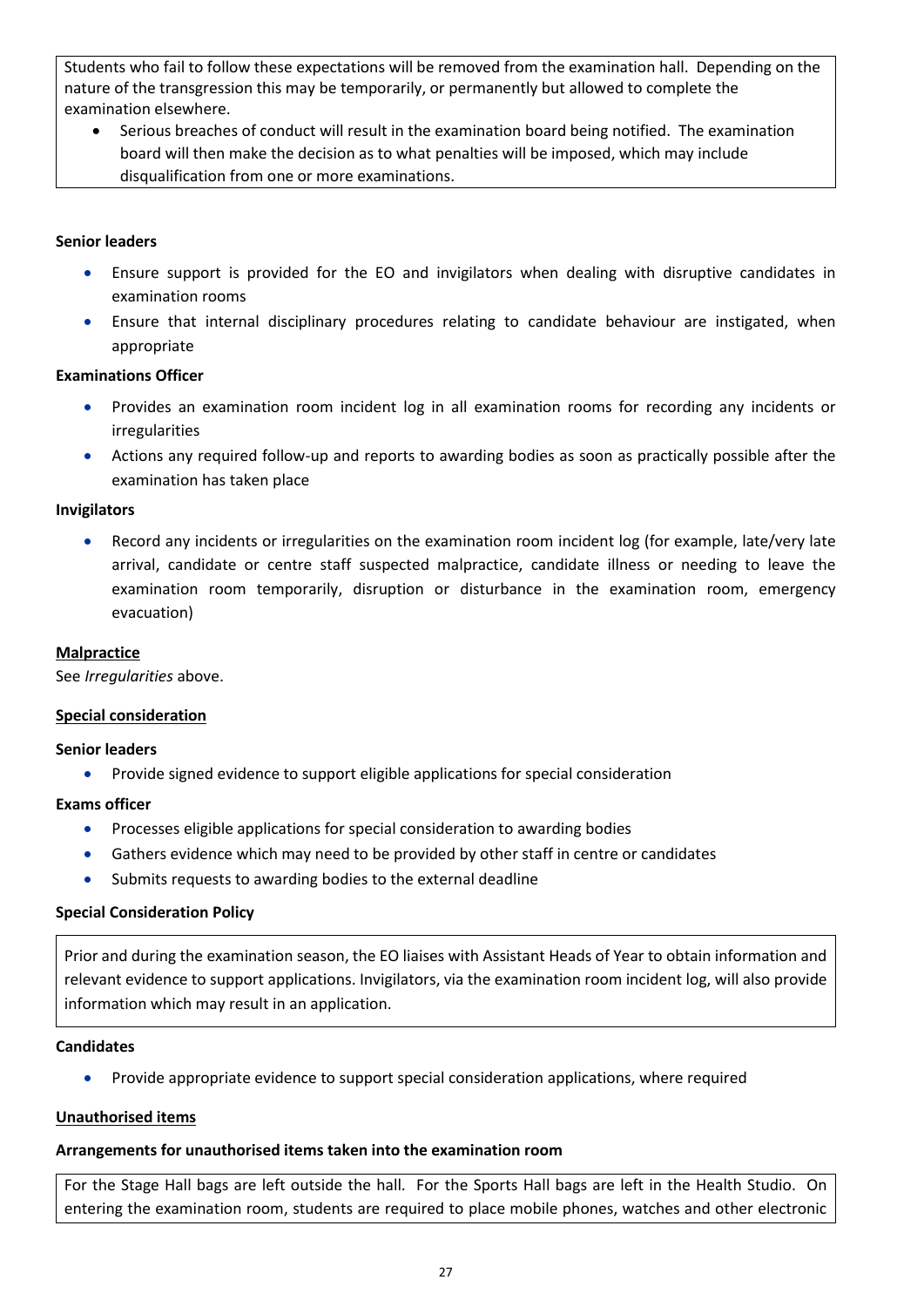Students who fail to follow these expectations will be removed from the examination hall. Depending on the nature of the transgression this may be temporarily, or permanently but allowed to complete the examination elsewhere.

- Serious breaches of conduct will result in the examination board being notified. The examination board will then make the decision as to what penalties will be imposed, which may include disqualification from one or more examinations.

**Senior leaders**

- Ensure support is provided for the EO and invigilators when dealing with disruptive candidates in examination rooms
- Ensure that internal disciplinary procedures relating to candidate behaviour are instigated, when appropriate

**Examinations Officer**

- Provides an examination room incident log in all examination rooms for recording any incidents or irregularities
- Actions any required follow-up and reports to awarding bodies as soon as practically possible after the examination has taken place

**Invigilators**

- Record any incidents or irregularities on the examination room incident log (for example, late/very late arrival, candidate or centre staff suspected malpractice, candidate illness or needing to leave the examination room temporarily, disruption or disturbance in the examination room, emergency evacuation)

**Malpractice**

See *Irregularities* above.

**Special consideration**

**Senior leaders**

- Provide signed evidence to support eligible applications for special consideration

**Exams officer**

- Processes eligible applications for special consideration to awarding bodies
- Gathers evidence which may need to be provided by other staff in centre or candidates
- Submits requests to awarding bodies to the external deadline

**Special Consideration Policy**

Prior and during the examination season, the EO liaises with Assistant Heads of Year to obtain information and relevant evidence to support applications. Invigilators, via the examination room incident log, will also provide information which may result in an application.

**Candidates**

- Provide appropriate evidence to support special consideration applications, where required

**Unauthorised items**

**Arrangements for unauthorised items taken into the examination room**

For the Stage Hall bags are left outside the hall. For the Sports Hall bags are left in the Health Studio. On entering the examination room, students are required to place mobile phones, watches and other electronic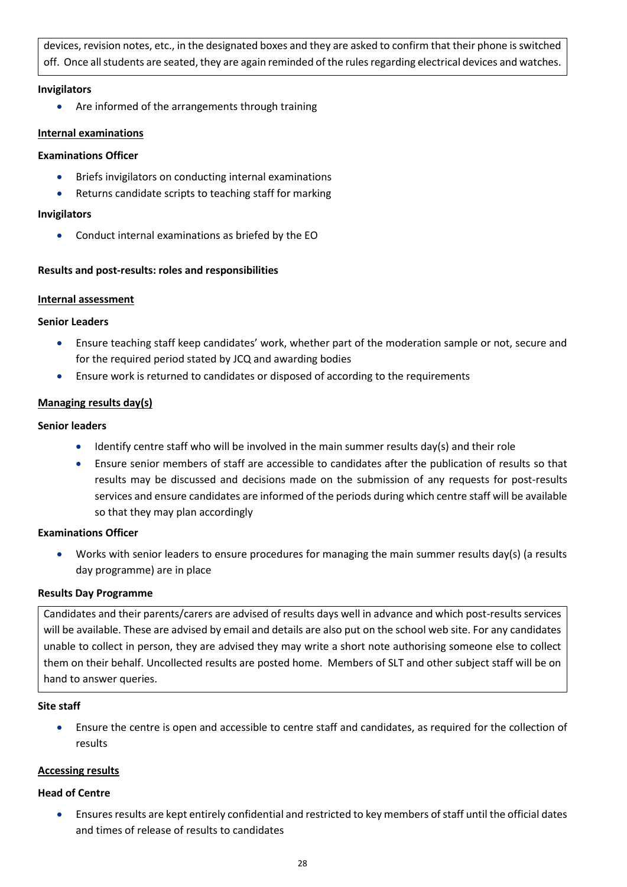devices, revision notes, etc., in the designated boxes and they are asked to confirm that their phone is switched off. Once all students are seated, they are again reminded of the rules regarding electrical devices and watches.

**Invigilators**

- Are informed of the arrangements through training

**Internal examinations**

**Examinations Officer**

- Briefs invigilators on conducting internal examinations
- Returns candidate scripts to teaching staff for marking

**Invigilators**

- Conduct internal examinations as briefed by the EO

**Results and post-results: roles and responsibilities**

**Internal assessment**

**Senior Leaders**

- Ensure teaching staff keep candidates' work, whether part of the moderation sample or not, secure and for the required period stated by JCQ and awarding bodies
- Ensure work is returned to candidates or disposed of according to the requirements

**Managing results day(s)**

**Senior leaders**

- Identify centre staff who will be involved in the main summer results day(s) and their role
- Ensure senior members of staff are accessible to candidates after the publication of results so that results may be discussed and decisions made on the submission of any requests for post-results services and ensure candidates are informed of the periods during which centre staff will be available so that they may plan accordingly

**Examinations Officer**

- Works with senior leaders to ensure procedures for managing the main summer results day(s) (a results day programme) are in place

**Results Day Programme**

Candidates and their parents/carers are advised of results days well in advance and which post-results services will be available. These are advised by email and details are also put on the school web site. For any candidates unable to collect in person, they are advised they may write a short note authorising someone else to collect them on their behalf. Uncollected results are posted home. Members of SLT and other subject staff will be on hand to answer queries.

**Site staff**

- Ensure the centre is open and accessible to centre staff and candidates, as required for the collection of results

**Accessing results**

**Head of Centre**

- Ensures results are kept entirely confidential and restricted to key members of staff until the official dates and times of release of results to candidates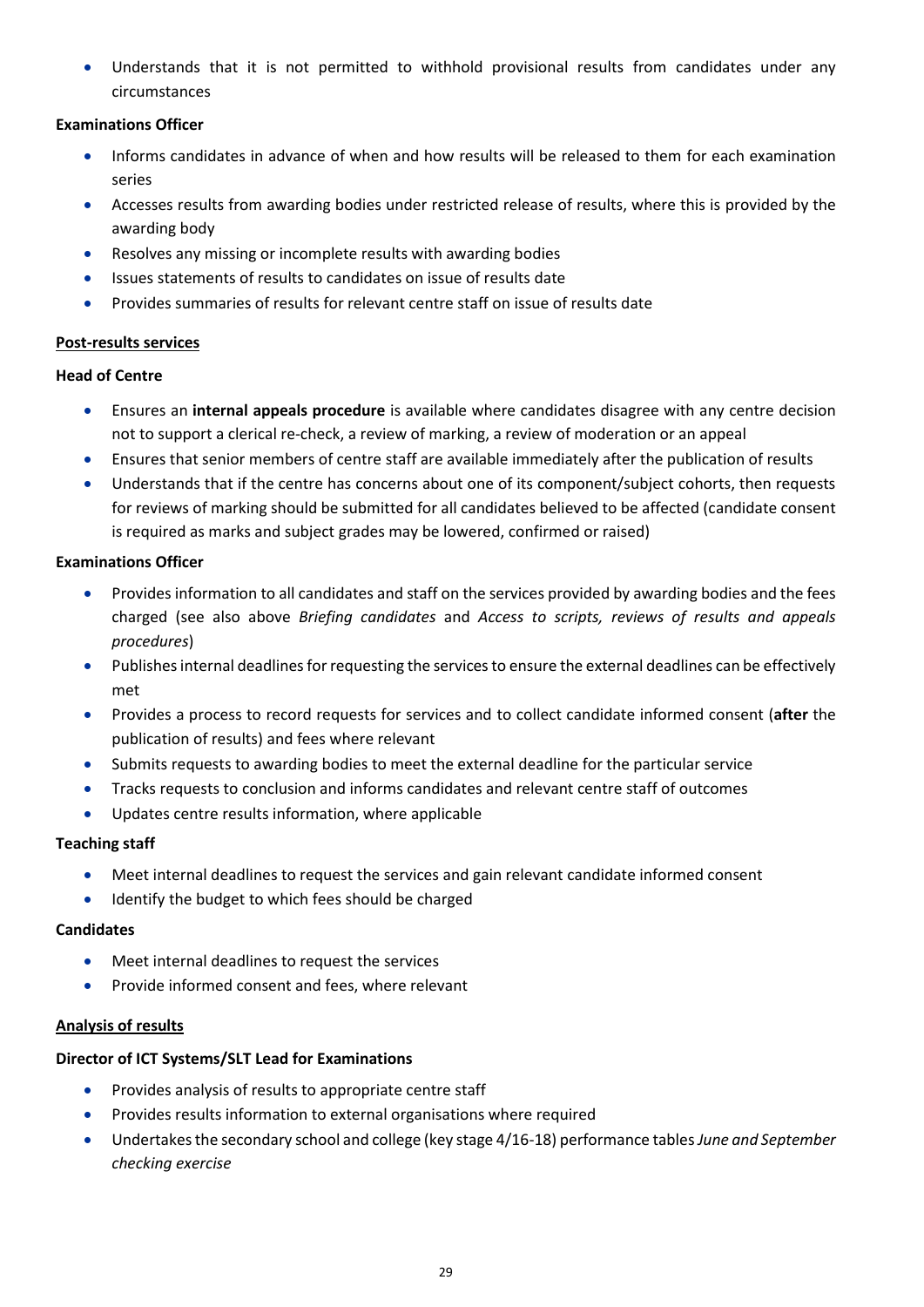- Understands that it is not permitted to withhold provisional results from candidates under any circumstances

**Examinations Officer**

- Informs candidates in advance of when and how results will be released to them for each examination series
- Accesses results from awarding bodies under restricted release of results, where this is provided by the awarding body
- Resolves any missing or incomplete results with awarding bodies
- Issues statements of results to candidates on issue of results date
- Provides summaries of results for relevant centre staff on issue of results date

**Post-results services**

**Head of Centre**

- Ensures an **internal appeals procedure** is available where candidates disagree with any centre decision not to support a clerical re-check, a review of marking, a review of moderation or an appeal
- Ensures that senior members of centre staff are available immediately after the publication of results
- Understands that if the centre has concerns about one of its component/subject cohorts, then requests for reviews of marking should be submitted for all candidates believed to be affected (candidate consent is required as marks and subject grades may be lowered, confirmed or raised)

**Examinations Officer**

- Provides information to all candidates and staff on the services provided by awarding bodies and the fees charged (see also above *Briefing candidates* and *Access to scripts, reviews of results and appeals procedures*)
- Publishes internal deadlines for requesting the services to ensure the external deadlines can be effectively met
- Provides a process to record requests for services and to collect candidate informed consent (**after** the publication of results) and fees where relevant
- Submits requests to awarding bodies to meet the external deadline for the particular service
- Tracks requests to conclusion and informs candidates and relevant centre staff of outcomes
- Updates centre results information, where applicable

**Teaching staff**

- Meet internal deadlines to request the services and gain relevant candidate informed consent
- Identify the budget to which fees should be charged

**Candidates**

- Meet internal deadlines to request the services
- Provide informed consent and fees, where relevant

**Analysis of results**

**Director of ICT Systems/SLT Lead for Examinations**

- Provides analysis of results to appropriate centre staff
- Provides results information to external organisations where required
- Undertakes the secondary school and college (key stage 4/16-18) performance tables *June and September checking exercise*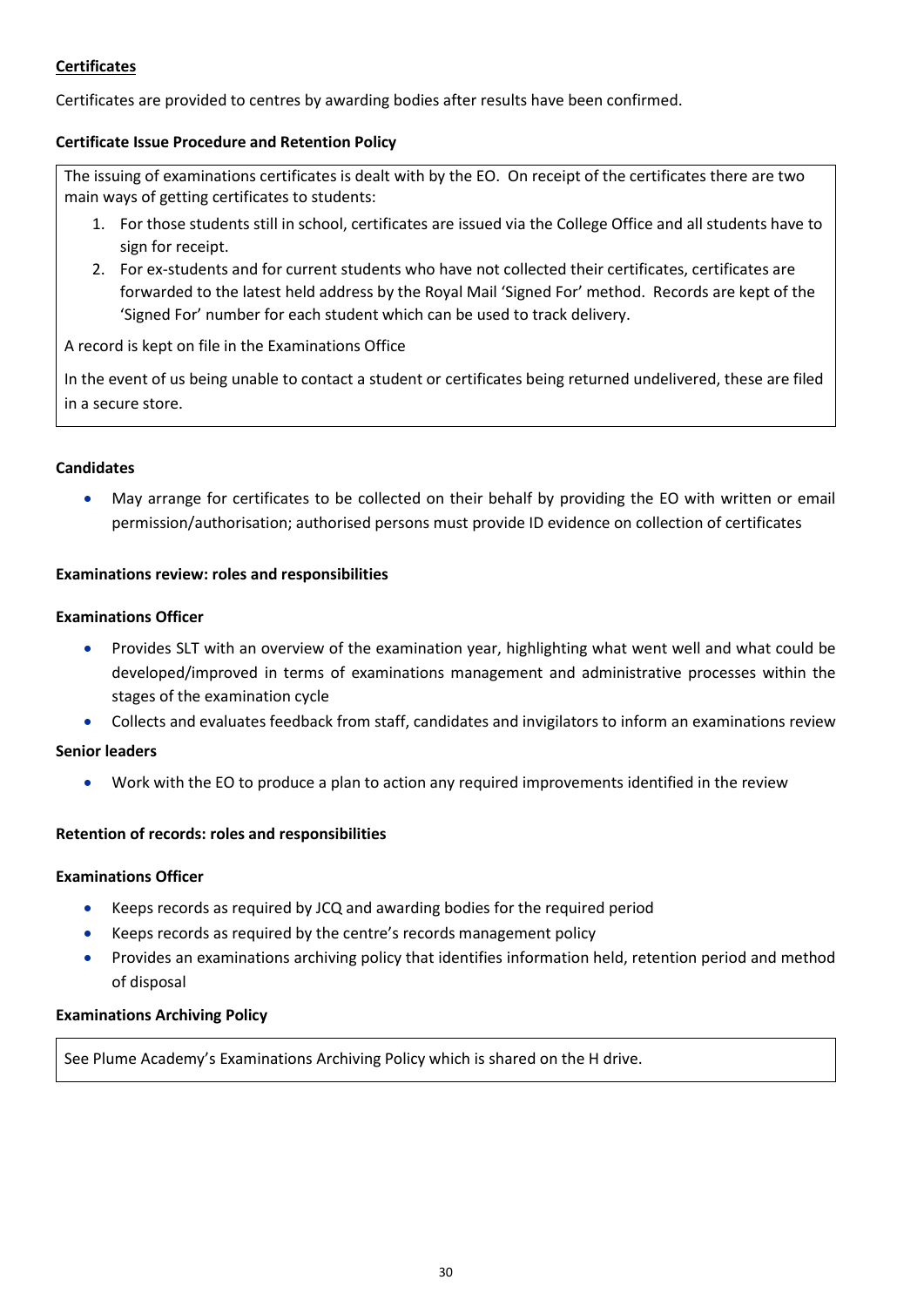**Certificates**

Certificates are provided to centres by awarding bodies after results have been confirmed.

**Certificate Issue Procedure and Retention Policy**

The issuing of examinations certificates is dealt with by the EO. On receipt of the certificates there are two main ways of getting certificates to students:

1. For those students still in school, certificates are issued via the College Office and all students have to sign for receipt.
2. For ex-students and for current students who have not collected their certificates, certificates are forwarded to the latest held address by the Royal Mail 'Signed For' method. Records are kept of the 'Signed For' number for each student which can be used to track delivery.

A record is kept on file in the Examinations Office

In the event of us being unable to contact a student or certificates being returned undelivered, these are filed in a secure store.

**Candidates**

- May arrange for certificates to be collected on their behalf by providing the EO with written or email permission/authorisation; authorised persons must provide ID evidence on collection of certificates

**Examinations review: roles and responsibilities**

**Examinations Officer**

- Provides SLT with an overview of the examination year, highlighting what went well and what could be developed/improved in terms of examinations management and administrative processes within the stages of the examination cycle
- Collects and evaluates feedback from staff, candidates and invigilators to inform an examinations review

**Senior leaders**

- Work with the EO to produce a plan to action any required improvements identified in the review

**Retention of records: roles and responsibilities**

**Examinations Officer**

- Keeps records as required by JCQ and awarding bodies for the required period
- Keeps records as required by the centre's records management policy
- Provides an examinations archiving policy that identifies information held, retention period and method of disposal

**Examinations Archiving Policy**

See Plume Academy's Examinations Archiving Policy which is shared on the H drive.